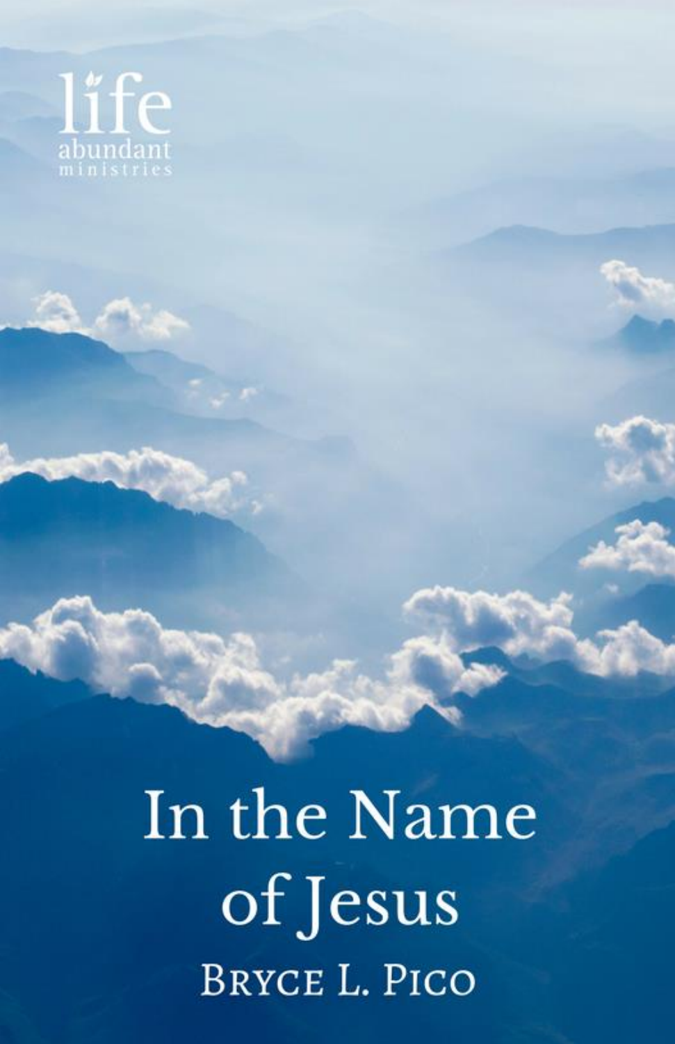life
abundant
ministries

# In the Name of Jesus

Bryce L. Pico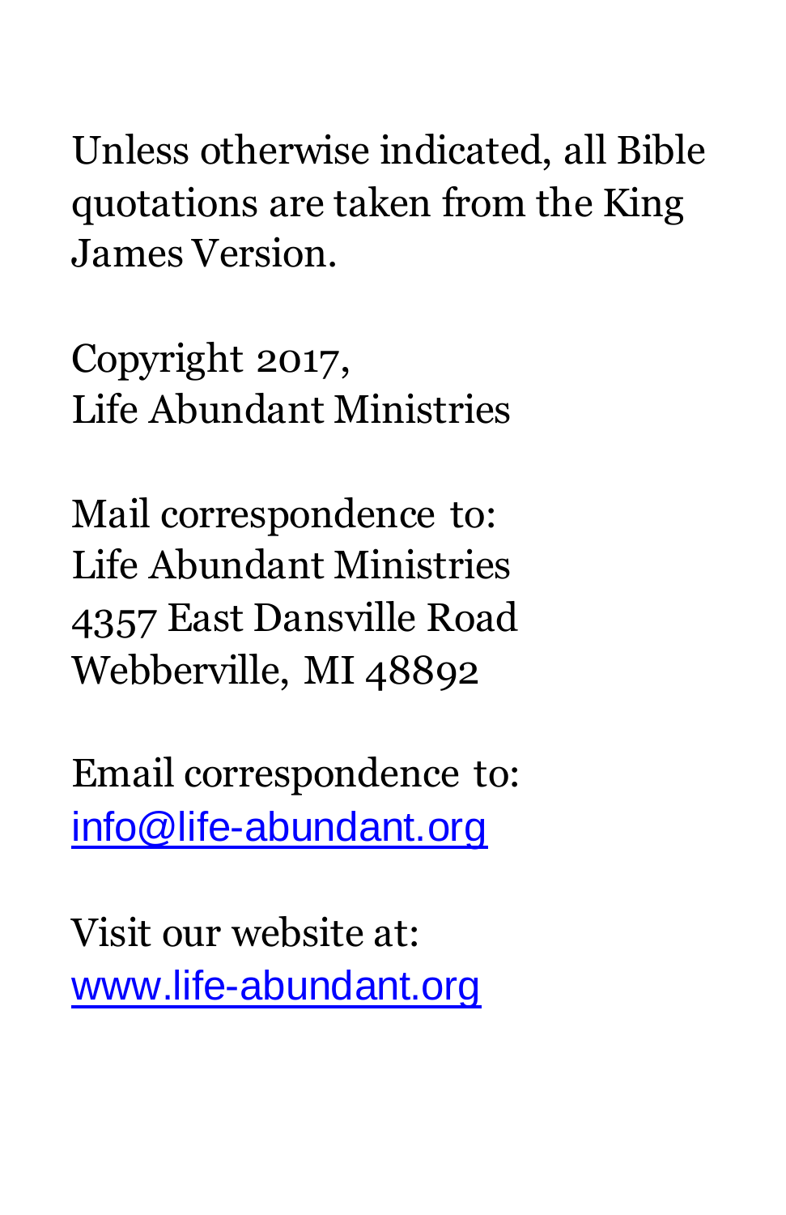Unless otherwise indicated, all Bible quotations are taken from the King James Version.

Copyright 2017,
Life Abundant Ministries

Mail correspondence to:
Life Abundant Ministries
4357 East Dansville Road
Webberville, MI 48892

Email correspondence to:
info@life-abundant.org

Visit our website at:
www.life-abundant.org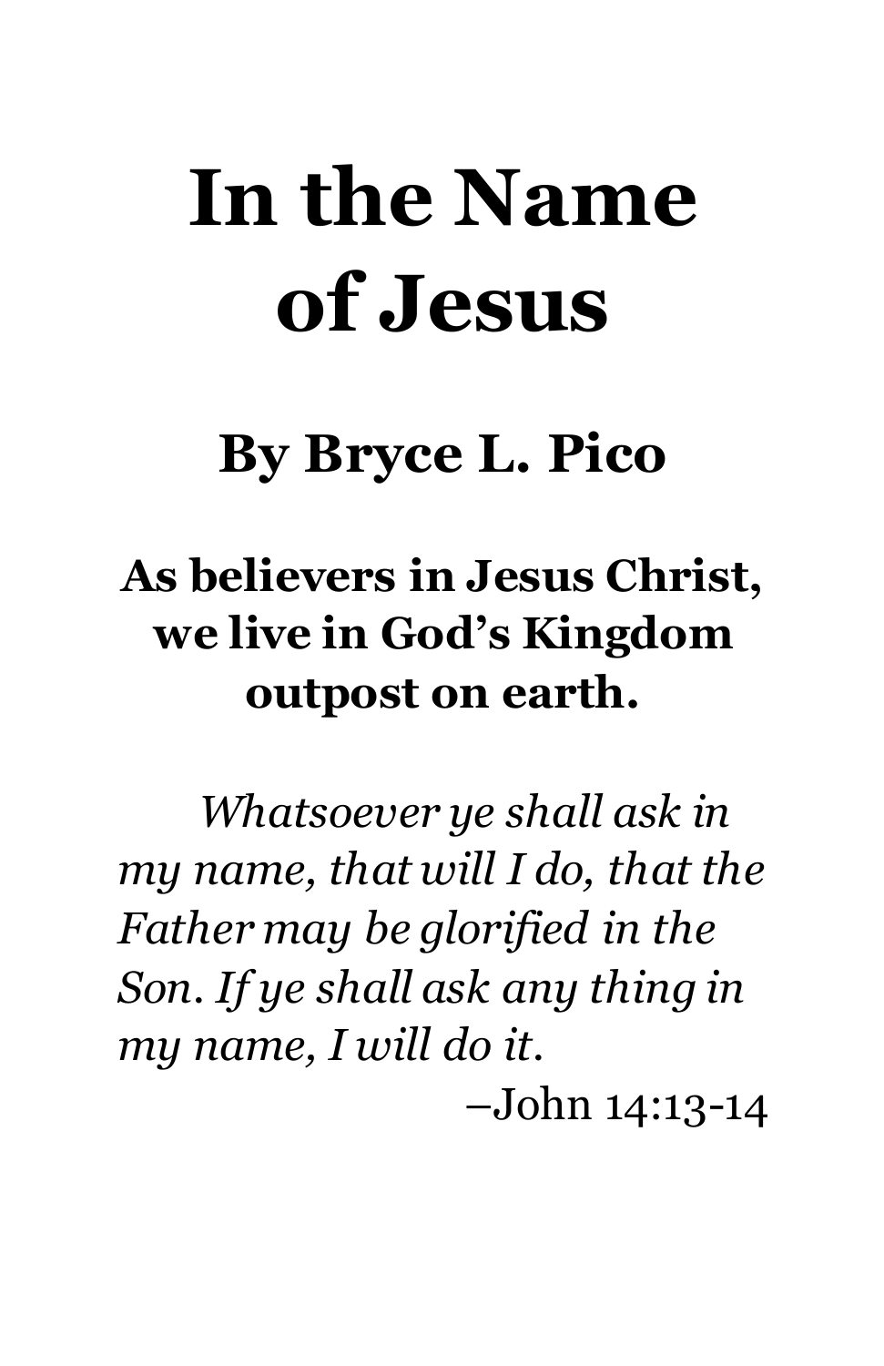# In the Name of Jesus

## By Bryce L. Pico

**As believers in Jesus Christ, we live in God's Kingdom outpost on earth.**

*Whatsoever ye shall ask in my name, that will I do, that the Father may be glorified in the Son. If ye shall ask any thing in my name, I will do it.*

–John 14:13-14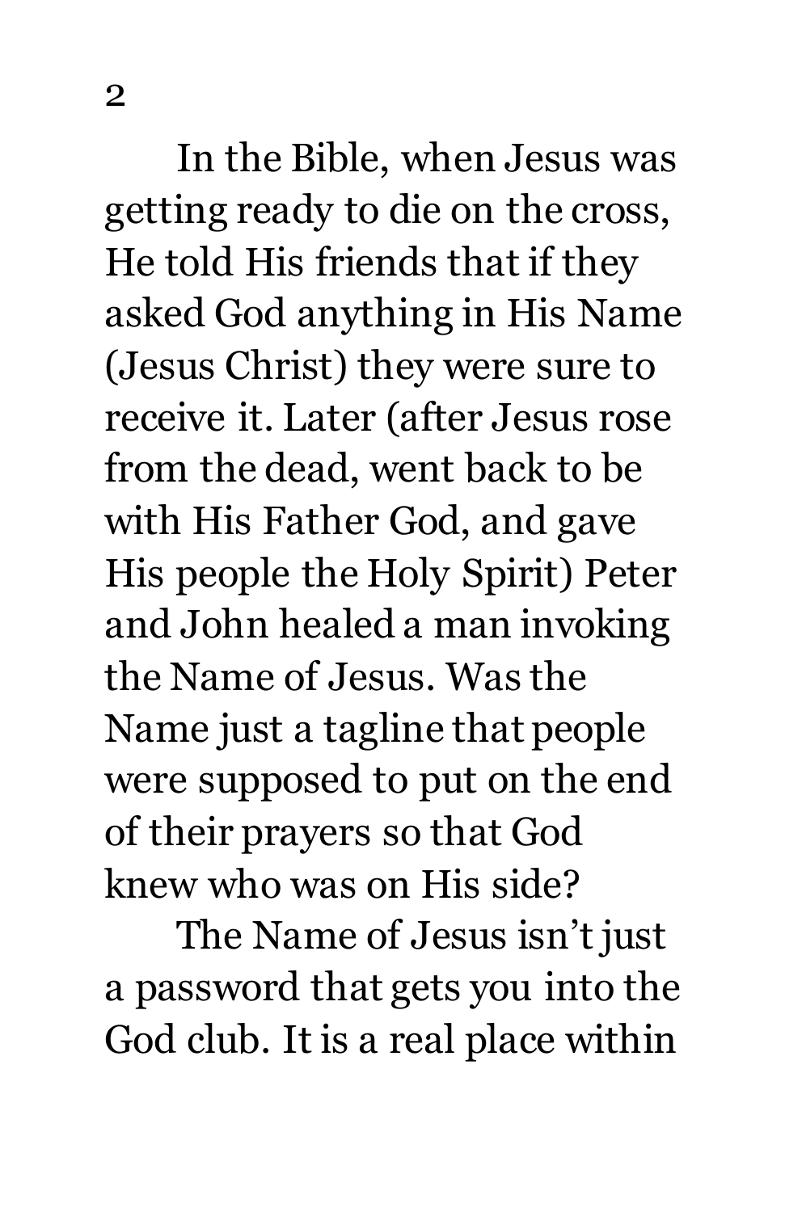In the Bible, when Jesus was getting ready to die on the cross, He told His friends that if they asked God anything in His Name (Jesus Christ) they were sure to receive it. Later (after Jesus rose from the dead, went back to be with His Father God, and gave His people the Holy Spirit) Peter and John healed a man invoking the Name of Jesus. Was the Name just a tagline that people were supposed to put on the end of their prayers so that God knew who was on His side?

The Name of Jesus isn't just a password that gets you into the God club. It is a real place within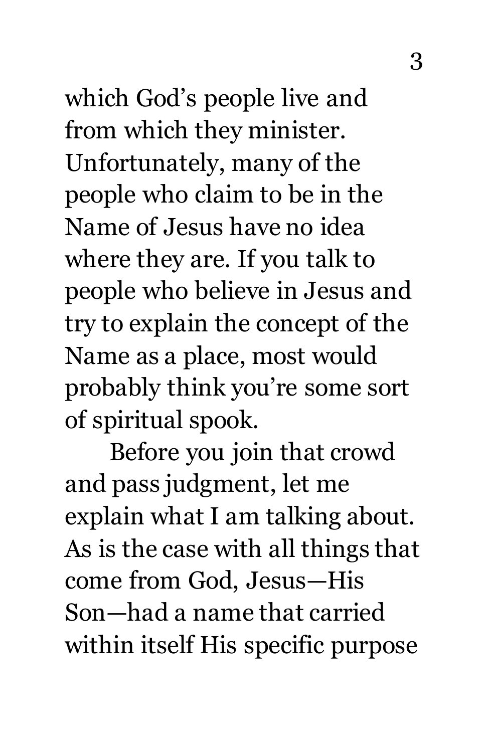which God's people live and from which they minister. Unfortunately, many of the people who claim to be in the Name of Jesus have no idea where they are. If you talk to people who believe in Jesus and try to explain the concept of the Name as a place, most would probably think you're some sort of spiritual spook.

Before you join that crowd and pass judgment, let me explain what I am talking about. As is the case with all things that come from God, Jesus—His Son—had a name that carried within itself His specific purpose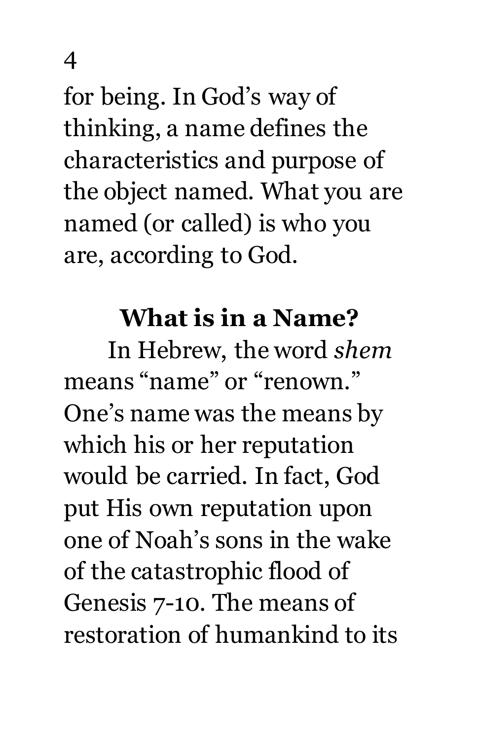for being. In God's way of thinking, a name defines the characteristics and purpose of the object named. What you are named (or called) is who you are, according to God.

## What is in a Name?

In Hebrew, the word *shem* means "name" or "renown." One's name was the means by which his or her reputation would be carried. In fact, God put His own reputation upon one of Noah's sons in the wake of the catastrophic flood of Genesis 7-10. The means of restoration of humankind to its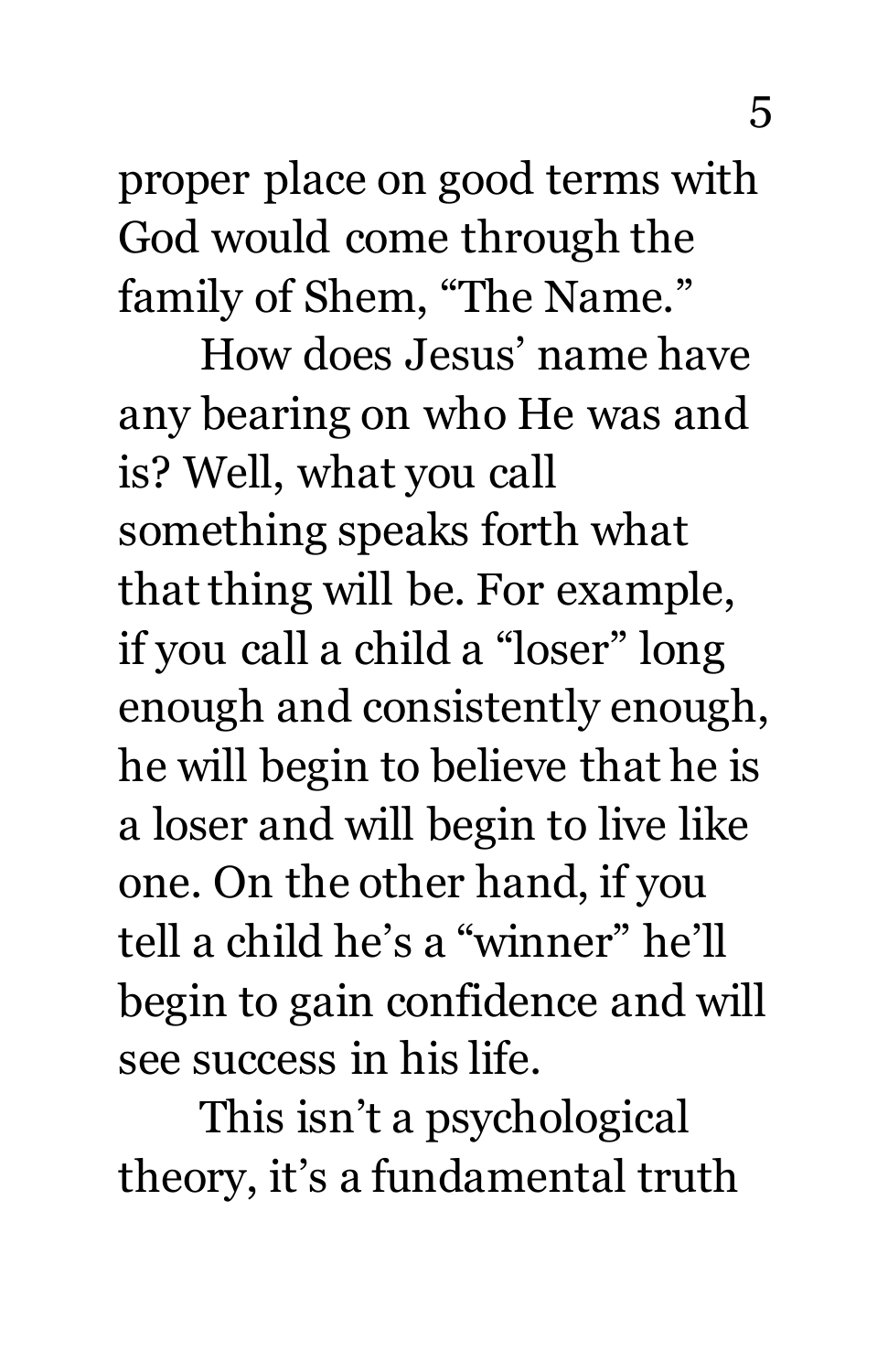proper place on good terms with God would come through the family of Shem, "The Name."

How does Jesus' name have any bearing on who He was and is? Well, what you call something speaks forth what that thing will be. For example, if you call a child a "loser" long enough and consistently enough, he will begin to believe that he is a loser and will begin to live like one. On the other hand, if you tell a child he's a "winner" he'll begin to gain confidence and will see success in his life.

This isn't a psychological theory, it's a fundamental truth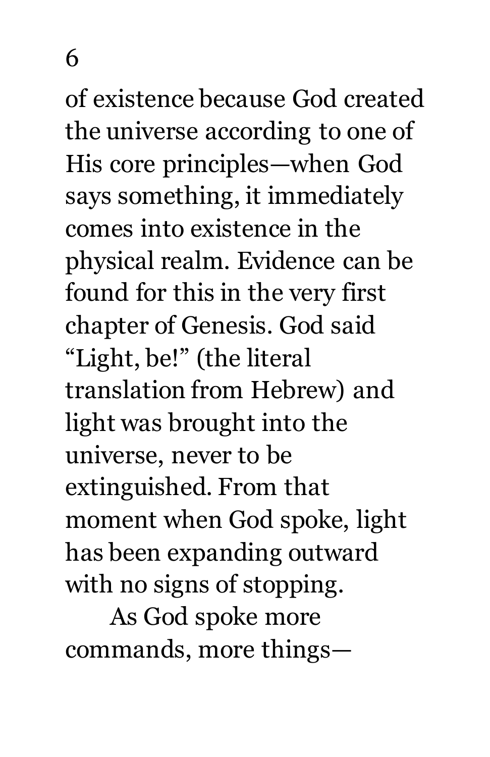of existence because God created the universe according to one of His core principles—when God says something, it immediately comes into existence in the physical realm. Evidence can be found for this in the very first chapter of Genesis. God said "Light, be!" (the literal translation from Hebrew) and light was brought into the universe, never to be extinguished. From that moment when God spoke, light has been expanding outward with no signs of stopping.

As God spoke more commands, more things—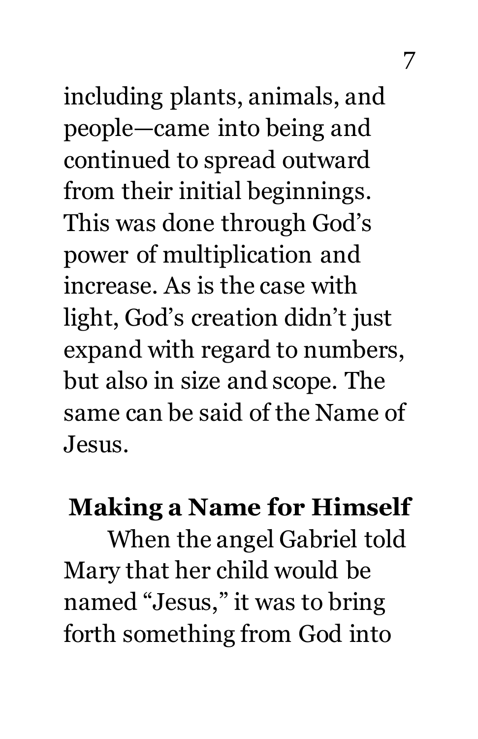including plants, animals, and people—came into being and continued to spread outward from their initial beginnings. This was done through God's power of multiplication and increase. As is the case with light, God's creation didn't just expand with regard to numbers, but also in size and scope. The same can be said of the Name of Jesus.

## Making a Name for Himself

When the angel Gabriel told Mary that her child would be named "Jesus," it was to bring forth something from God into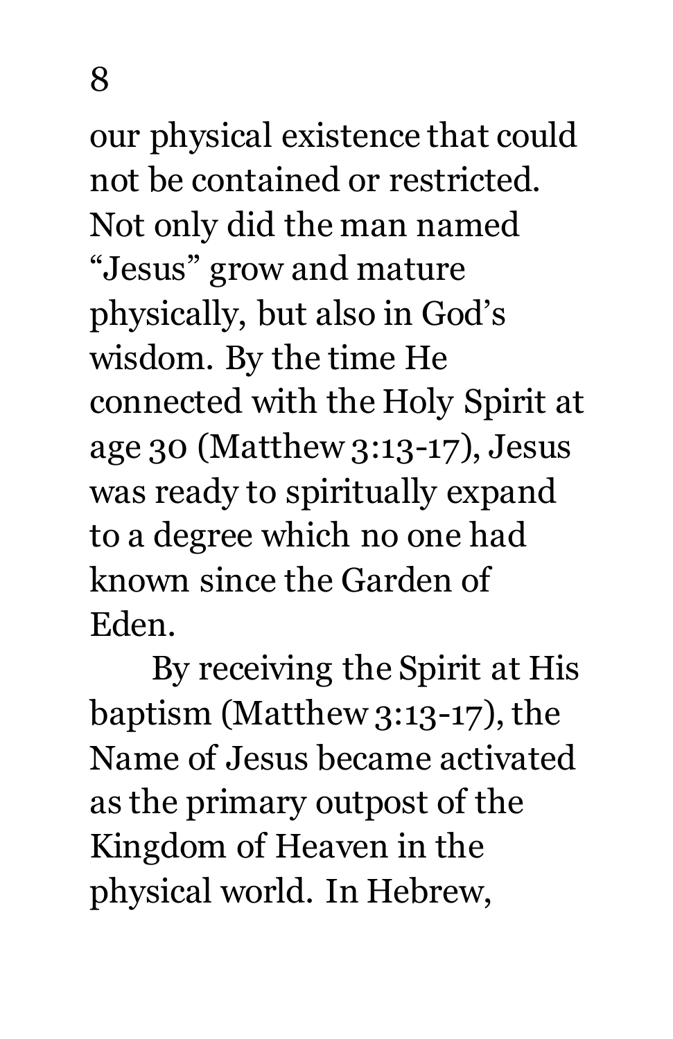our physical existence that could not be contained or restricted. Not only did the man named "Jesus" grow and mature physically, but also in God's wisdom. By the time He connected with the Holy Spirit at age 30 (Matthew 3:13-17), Jesus was ready to spiritually expand to a degree which no one had known since the Garden of Eden.

By receiving the Spirit at His baptism (Matthew 3:13-17), the Name of Jesus became activated as the primary outpost of the Kingdom of Heaven in the physical world. In Hebrew,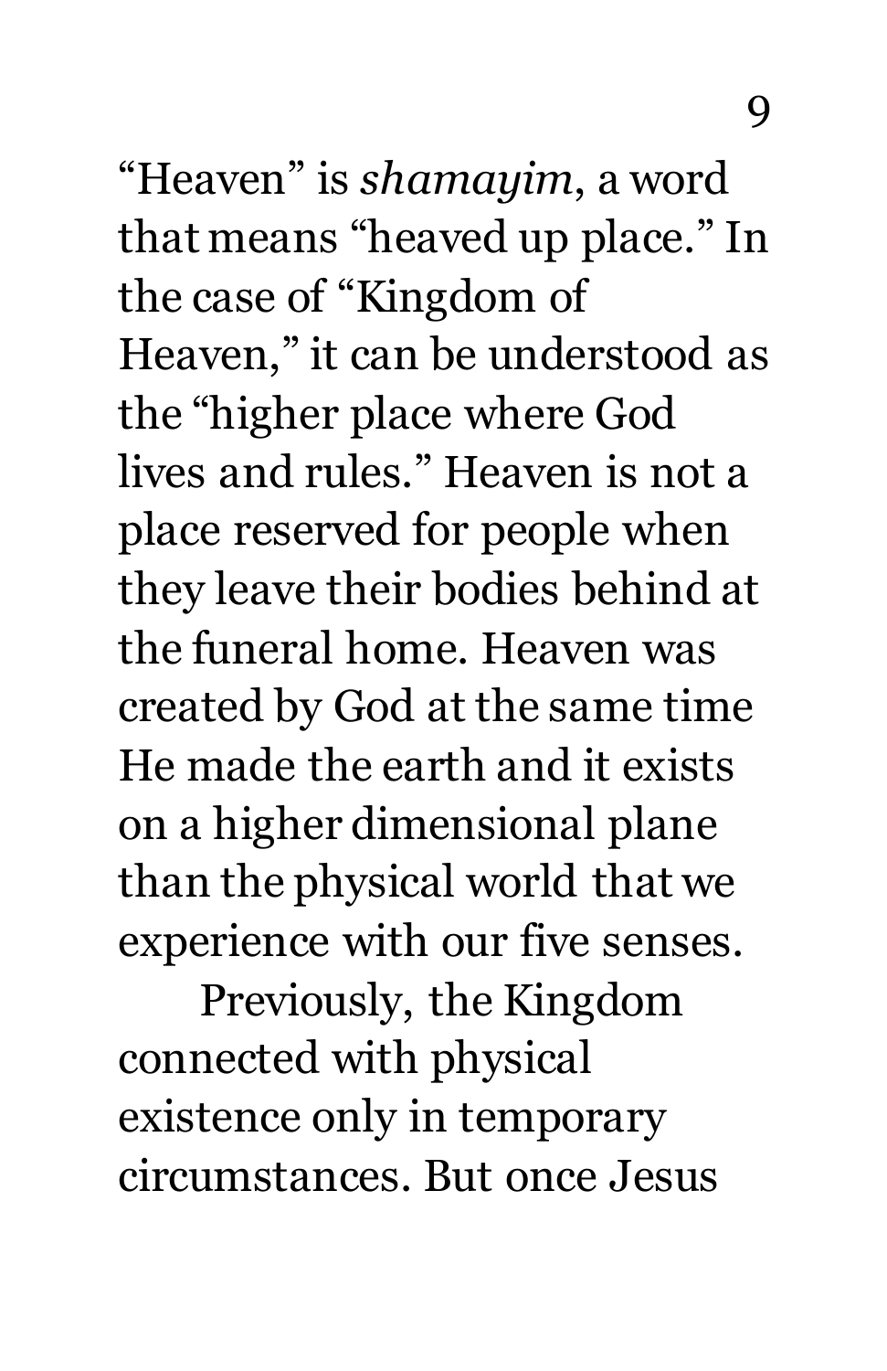"Heaven" is *shamayim*, a word that means "heaved up place." In the case of "Kingdom of Heaven," it can be understood as the "higher place where God lives and rules." Heaven is not a place reserved for people when they leave their bodies behind at the funeral home. Heaven was created by God at the same time He made the earth and it exists on a higher dimensional plane than the physical world that we experience with our five senses.

Previously, the Kingdom connected with physical existence only in temporary circumstances. But once Jesus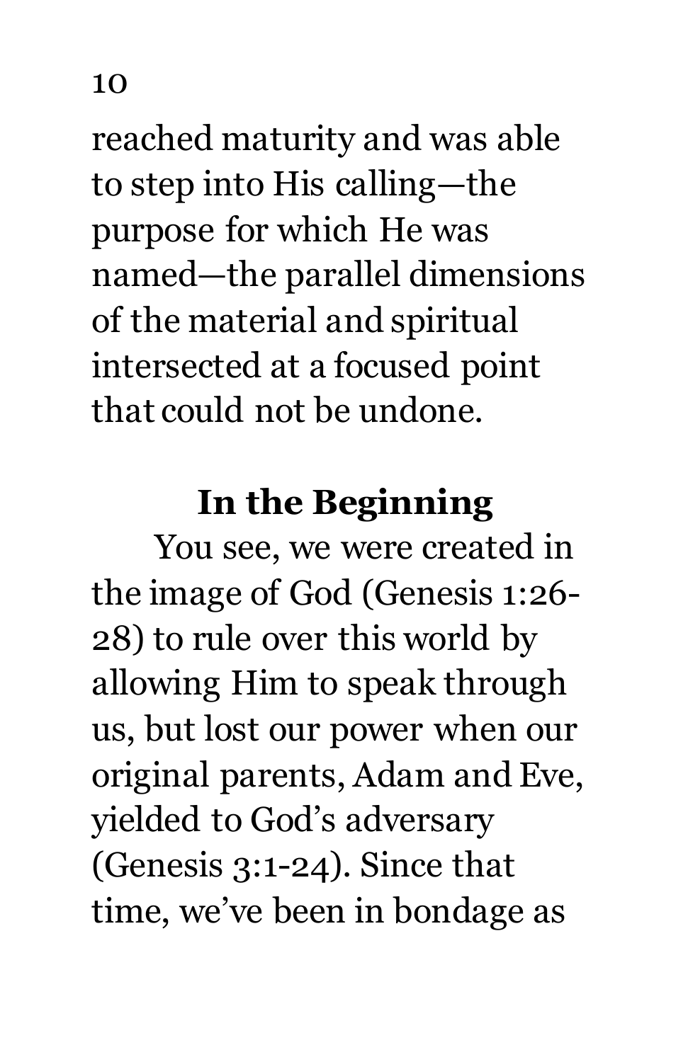reached maturity and was able to step into His calling—the purpose for which He was named—the parallel dimensions of the material and spiritual intersected at a focused point that could not be undone.

## In the Beginning

You see, we were created in the image of God (Genesis 1:26-28) to rule over this world by allowing Him to speak through us, but lost our power when our original parents, Adam and Eve, yielded to God's adversary (Genesis 3:1-24). Since that time, we've been in bondage as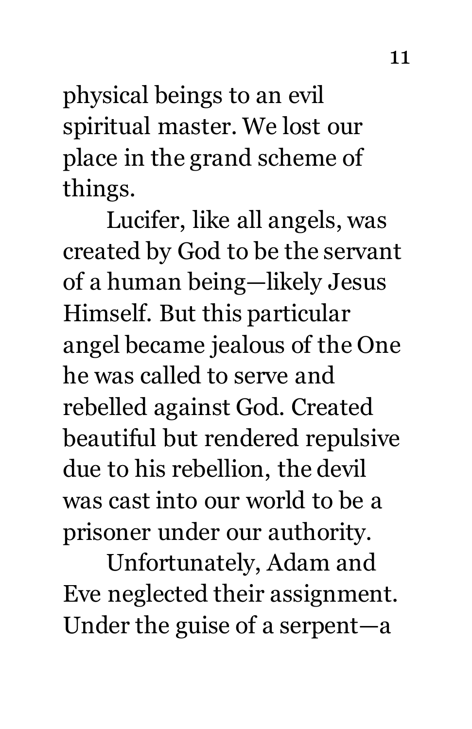physical beings to an evil spiritual master. We lost our place in the grand scheme of things.

Lucifer, like all angels, was created by God to be the servant of a human being—likely Jesus Himself. But this particular angel became jealous of the One he was called to serve and rebelled against God. Created beautiful but rendered repulsive due to his rebellion, the devil was cast into our world to be a prisoner under our authority.

Unfortunately, Adam and Eve neglected their assignment. Under the guise of a serpent—a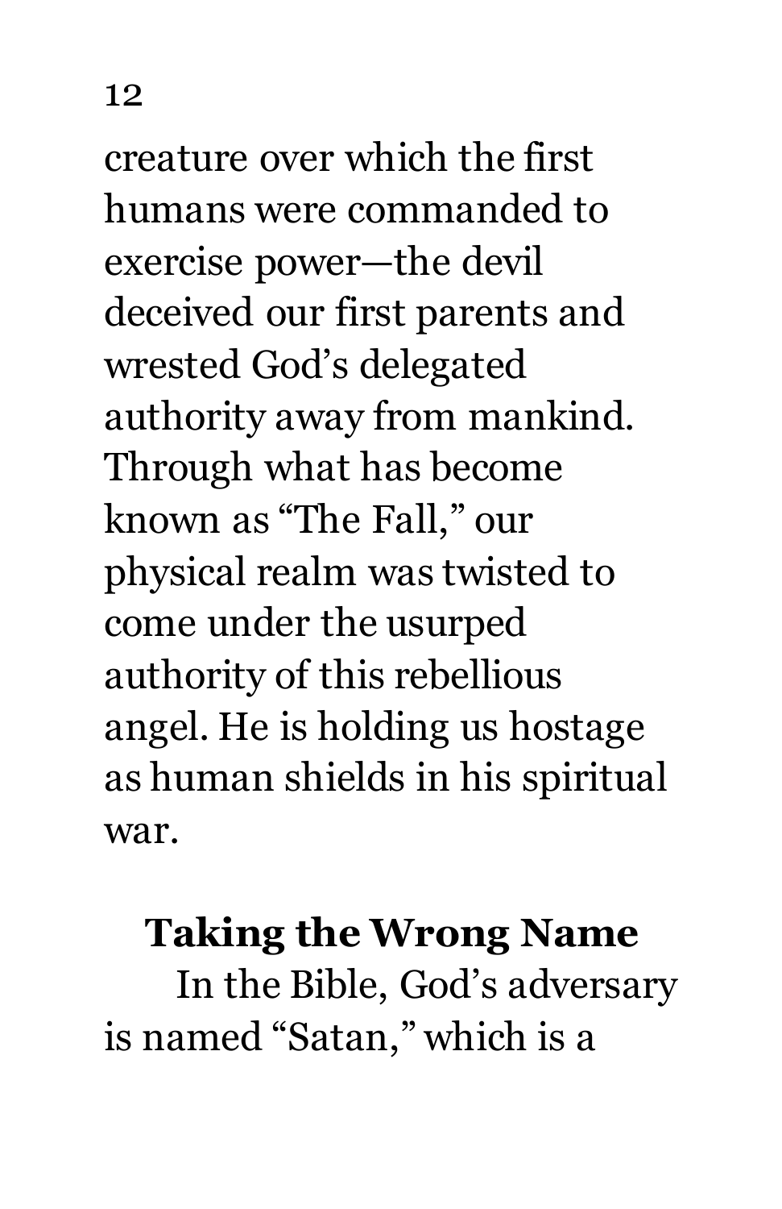creature over which the first humans were commanded to exercise power—the devil deceived our first parents and wrested God's delegated authority away from mankind. Through what has become known as "The Fall," our physical realm was twisted to come under the usurped authority of this rebellious angel. He is holding us hostage as human shields in his spiritual war.

## Taking the Wrong Name

In the Bible, God's adversary is named "Satan," which is a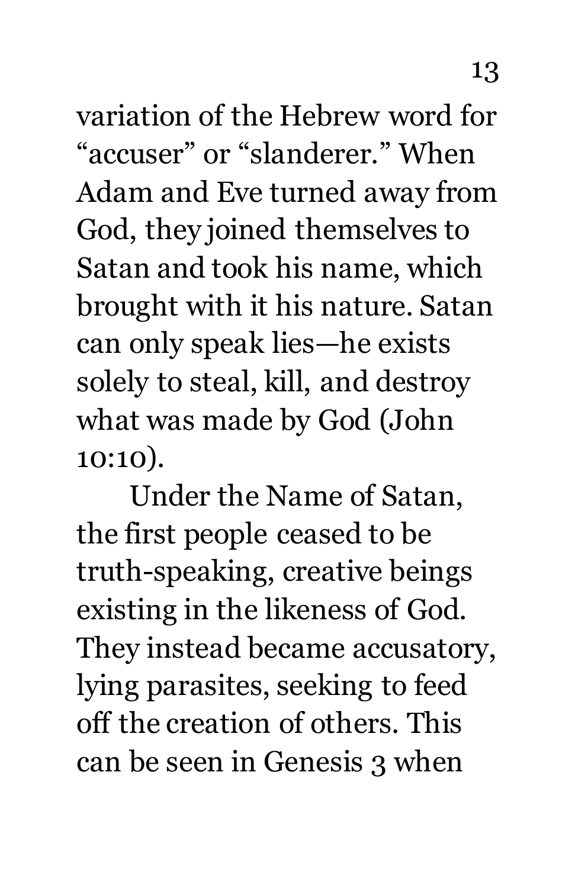variation of the Hebrew word for "accuser" or "slanderer." When Adam and Eve turned away from God, they joined themselves to Satan and took his name, which brought with it his nature. Satan can only speak lies—he exists solely to steal, kill, and destroy what was made by God (John 10:10).

Under the Name of Satan, the first people ceased to be truth-speaking, creative beings existing in the likeness of God. They instead became accusatory, lying parasites, seeking to feed off the creation of others. This can be seen in Genesis 3 when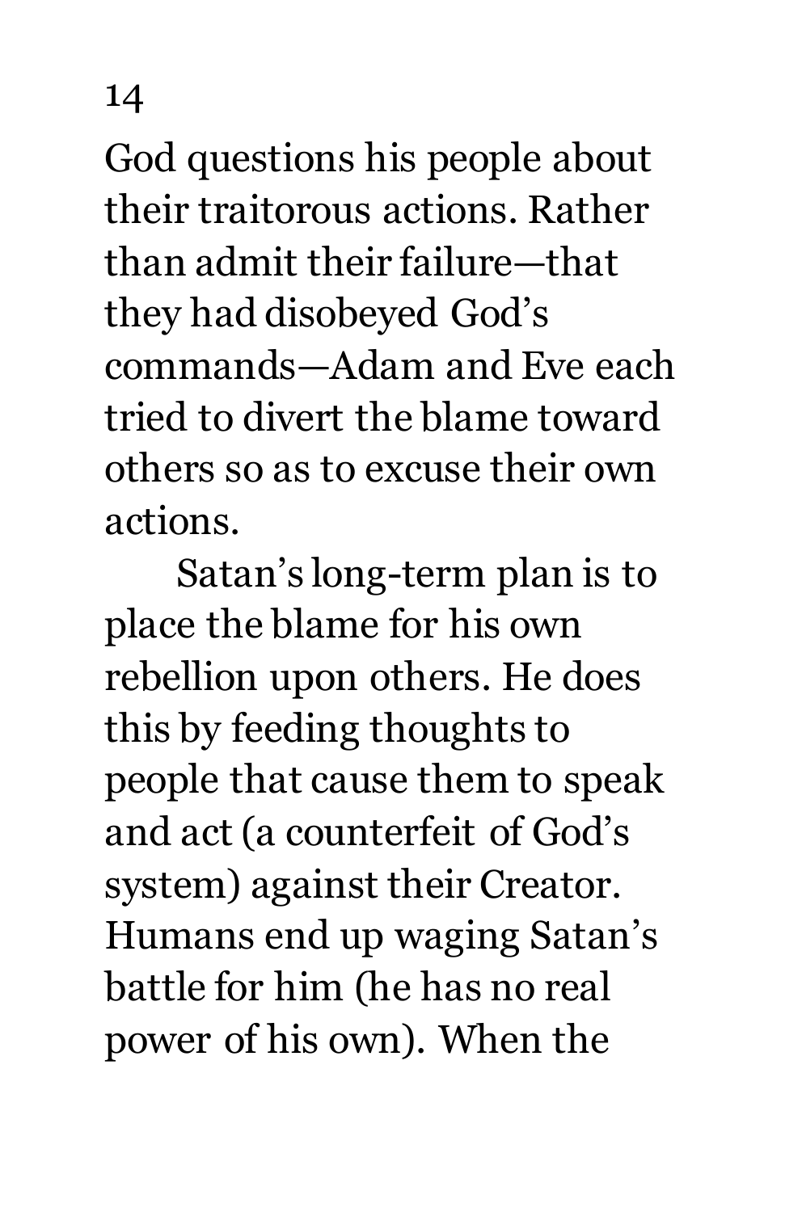God questions his people about their traitorous actions. Rather than admit their failure—that they had disobeyed God's commands—Adam and Eve each tried to divert the blame toward others so as to excuse their own actions.

Satan's long-term plan is to place the blame for his own rebellion upon others. He does this by feeding thoughts to people that cause them to speak and act (a counterfeit of God's system) against their Creator. Humans end up waging Satan's battle for him (he has no real power of his own). When the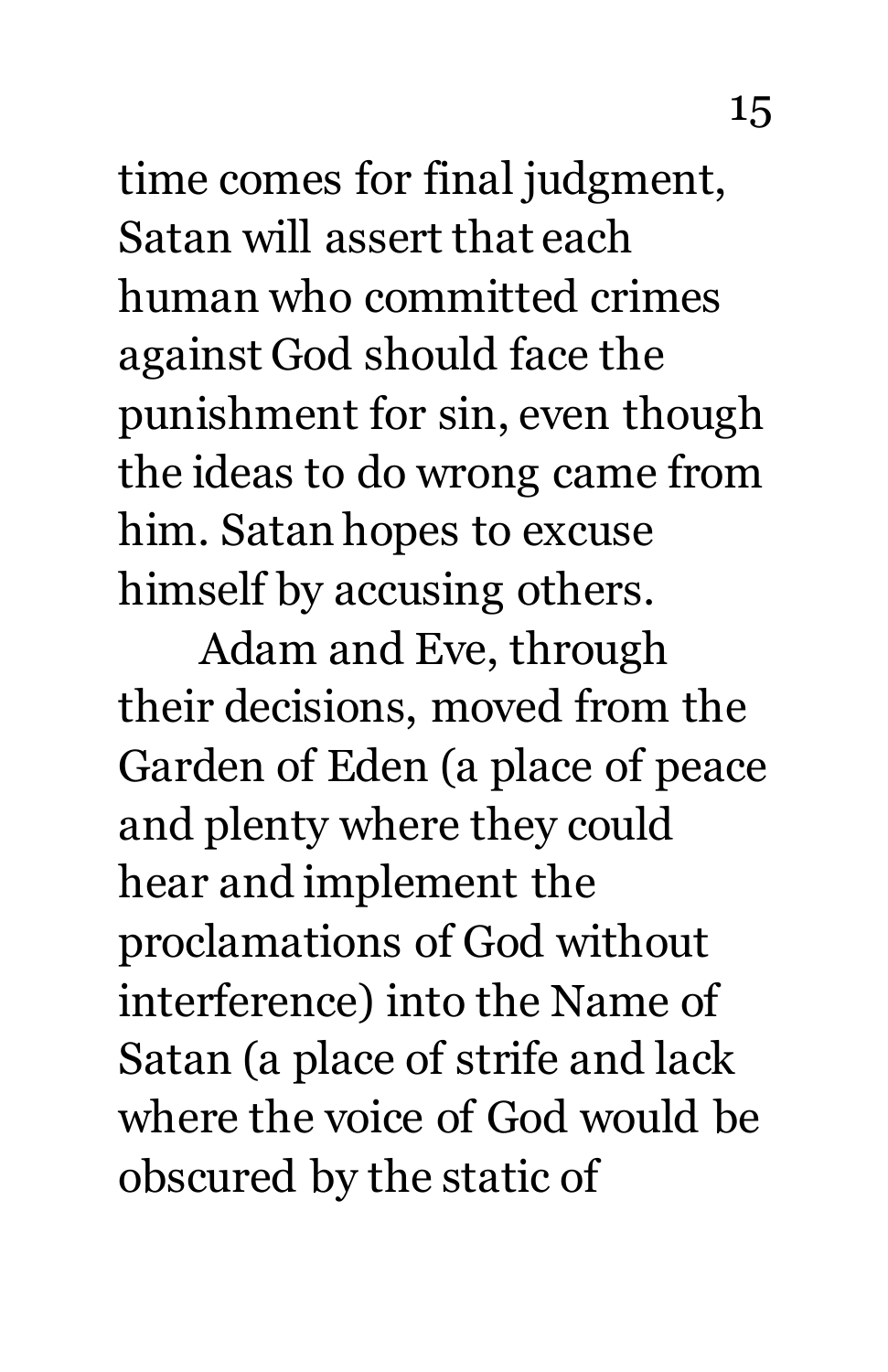time comes for final judgment, Satan will assert that each human who committed crimes against God should face the punishment for sin, even though the ideas to do wrong came from him. Satan hopes to excuse himself by accusing others.

Adam and Eve, through their decisions, moved from the Garden of Eden (a place of peace and plenty where they could hear and implement the proclamations of God without interference) into the Name of Satan (a place of strife and lack where the voice of God would be obscured by the static of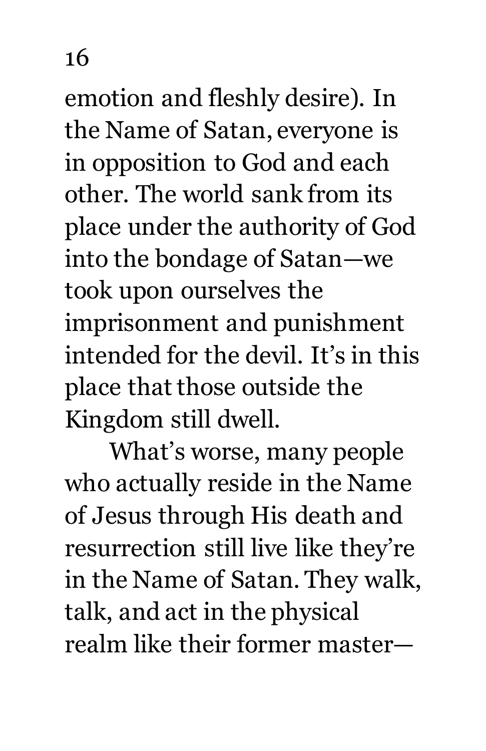emotion and fleshly desire). In the Name of Satan, everyone is in opposition to God and each other. The world sank from its place under the authority of God into the bondage of Satan—we took upon ourselves the imprisonment and punishment intended for the devil. It's in this place that those outside the Kingdom still dwell.

What's worse, many people who actually reside in the Name of Jesus through His death and resurrection still live like they're in the Name of Satan. They walk, talk, and act in the physical realm like their former master—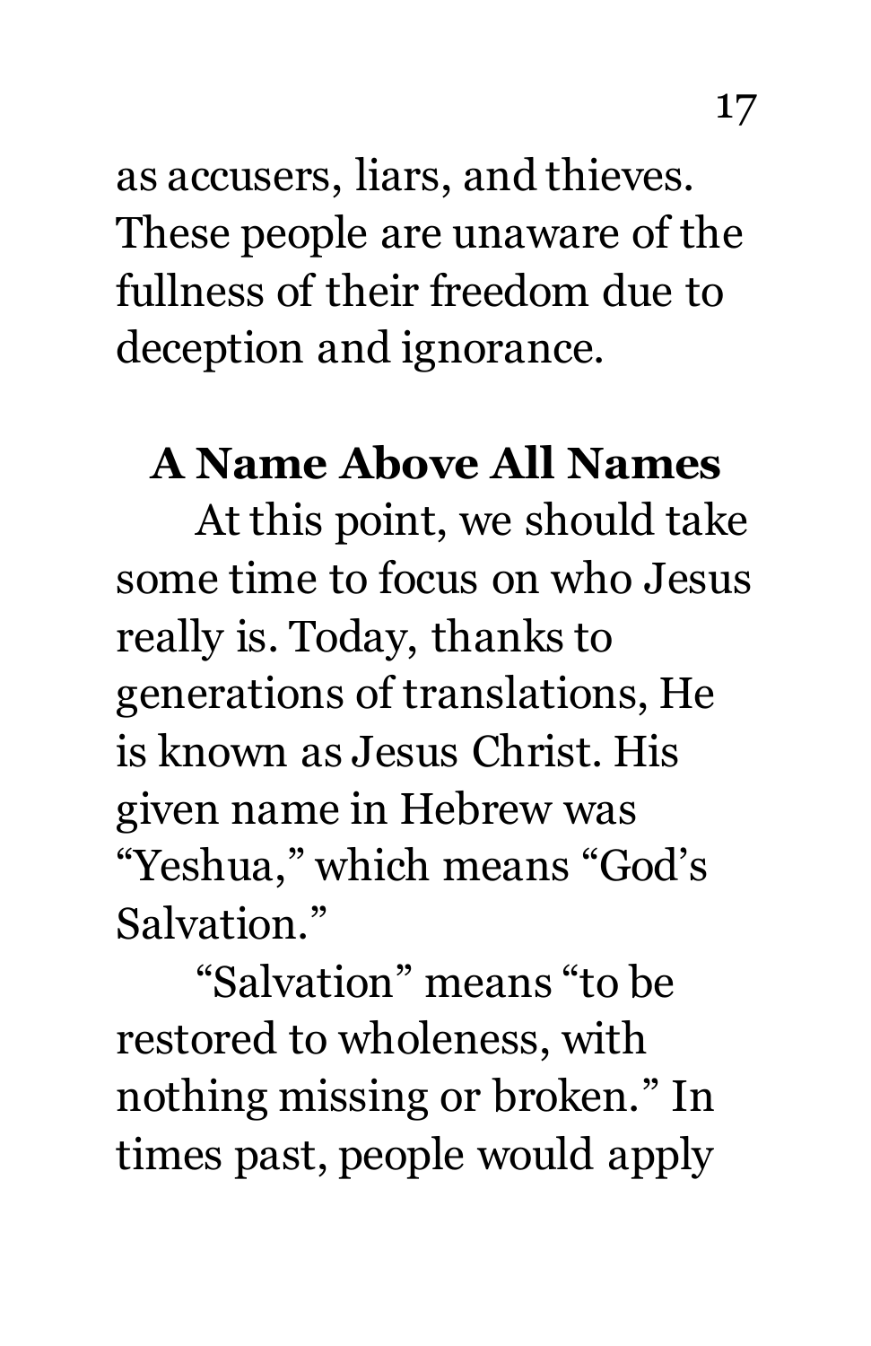as accusers, liars, and thieves. These people are unaware of the fullness of their freedom due to deception and ignorance.

### A Name Above All Names

At this point, we should take some time to focus on who Jesus really is. Today, thanks to generations of translations, He is known as Jesus Christ. His given name in Hebrew was "Yeshua," which means "God's Salvation."

"Salvation" means "to be restored to wholeness, with nothing missing or broken." In times past, people would apply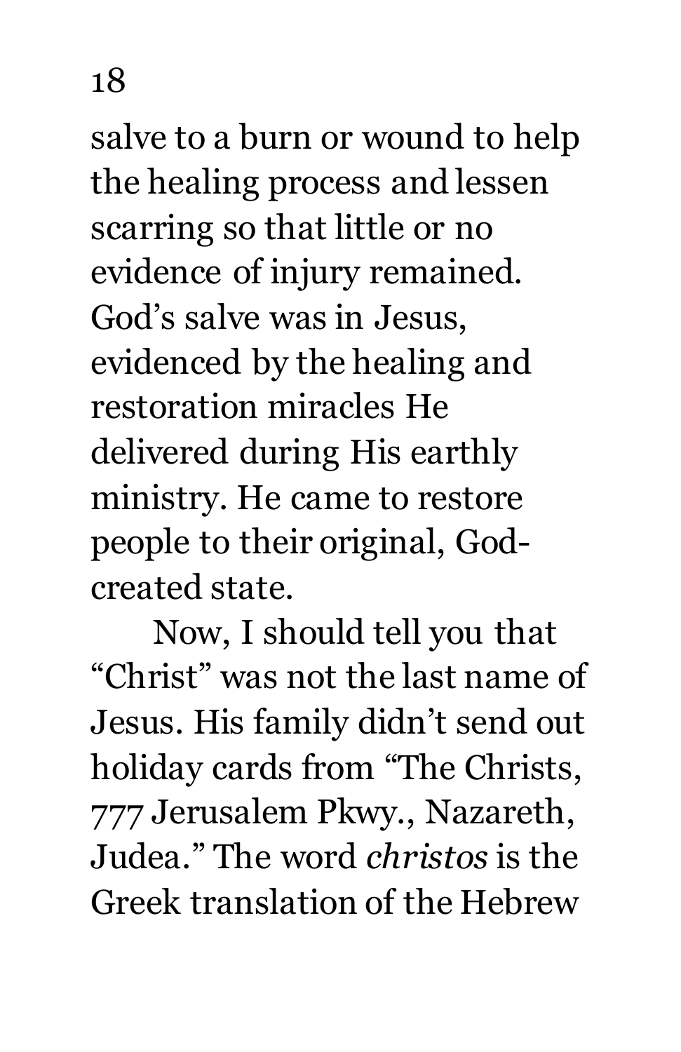salve to a burn or wound to help the healing process and lessen scarring so that little or no evidence of injury remained. God's salve was in Jesus, evidenced by the healing and restoration miracles He delivered during His earthly ministry. He came to restore people to their original, God-created state.

Now, I should tell you that "Christ" was not the last name of Jesus. His family didn't send out holiday cards from "The Christs, 777 Jerusalem Pkwy., Nazareth, Judea." The word *christos* is the Greek translation of the Hebrew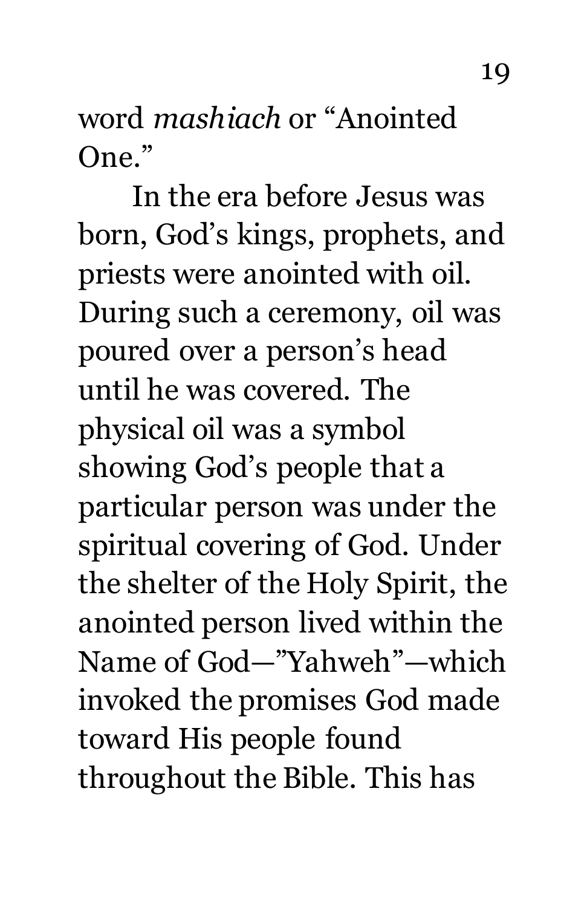word *mashiach* or "Anointed One."

In the era before Jesus was born, God's kings, prophets, and priests were anointed with oil. During such a ceremony, oil was poured over a person's head until he was covered. The physical oil was a symbol showing God's people that a particular person was under the spiritual covering of God. Under the shelter of the Holy Spirit, the anointed person lived within the Name of God—"Yahweh"—which invoked the promises God made toward His people found throughout the Bible. This has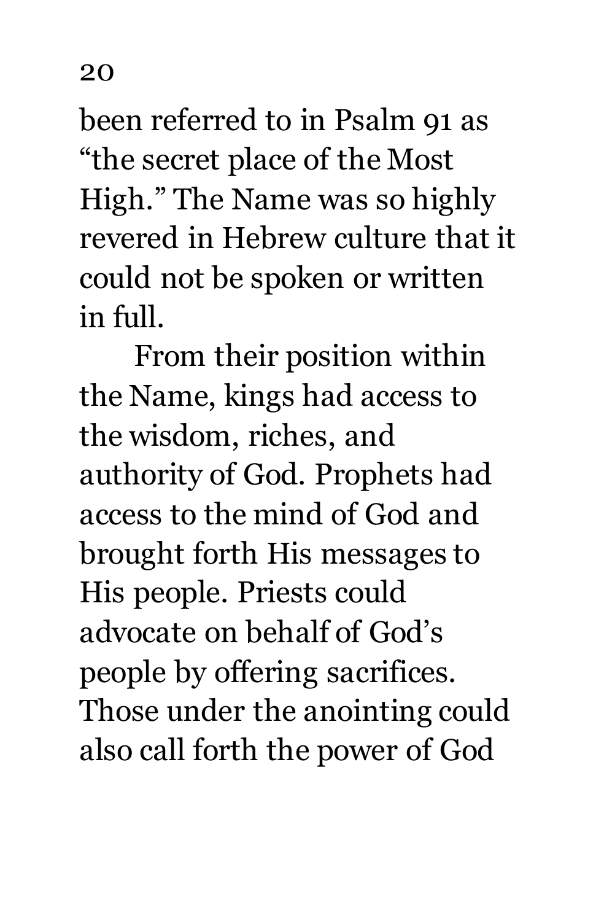been referred to in Psalm 91 as "the secret place of the Most High." The Name was so highly revered in Hebrew culture that it could not be spoken or written in full.

From their position within the Name, kings had access to the wisdom, riches, and authority of God. Prophets had access to the mind of God and brought forth His messages to His people. Priests could advocate on behalf of God's people by offering sacrifices. Those under the anointing could also call forth the power of God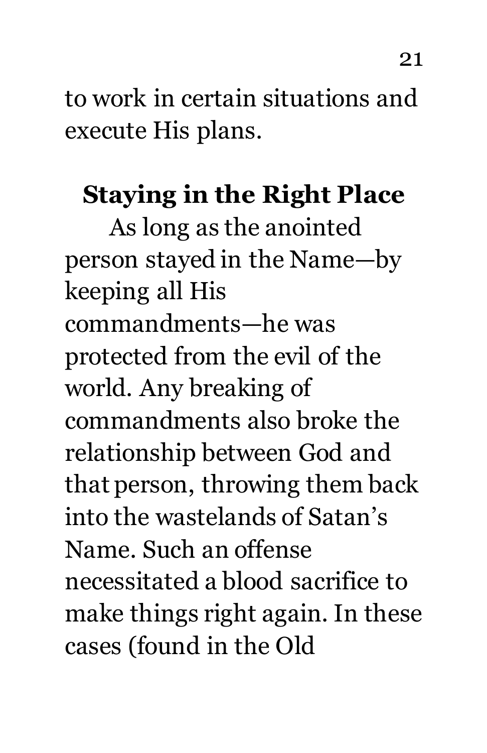to work in certain situations and execute His plans.

### Staying in the Right Place

As long as the anointed person stayed in the Name—by keeping all His commandments—he was protected from the evil of the world. Any breaking of commandments also broke the relationship between God and that person, throwing them back into the wastelands of Satan's Name. Such an offense necessitated a blood sacrifice to make things right again. In these cases (found in the Old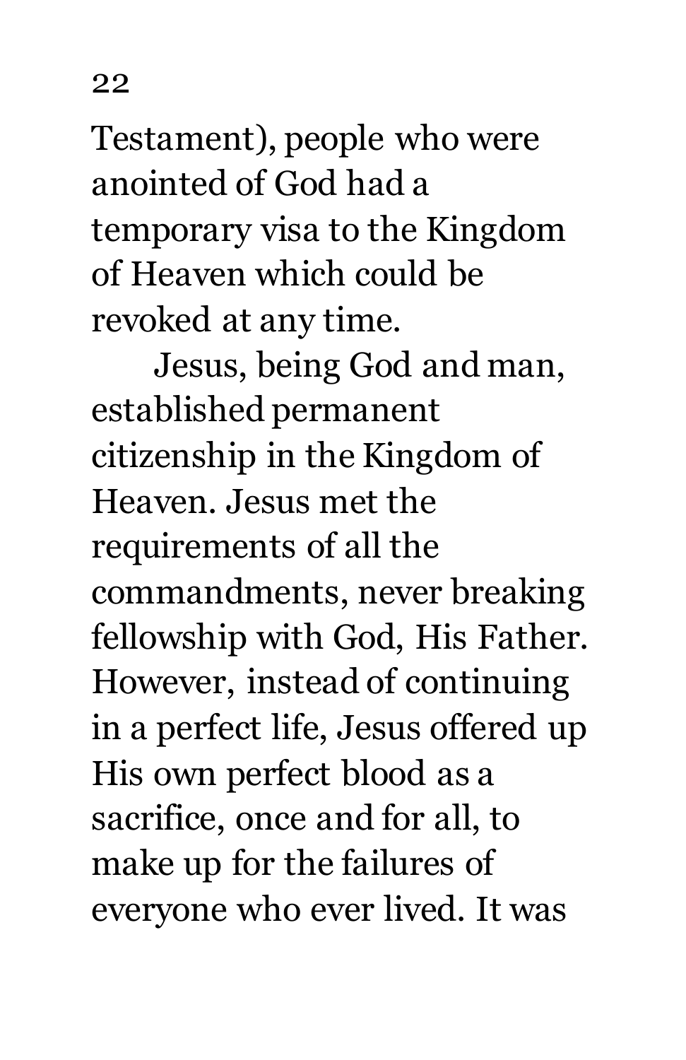Testament), people who were anointed of God had a temporary visa to the Kingdom of Heaven which could be revoked at any time.

Jesus, being God and man, established permanent citizenship in the Kingdom of Heaven. Jesus met the requirements of all the commandments, never breaking fellowship with God, His Father. However, instead of continuing in a perfect life, Jesus offered up His own perfect blood as a sacrifice, once and for all, to make up for the failures of everyone who ever lived. It was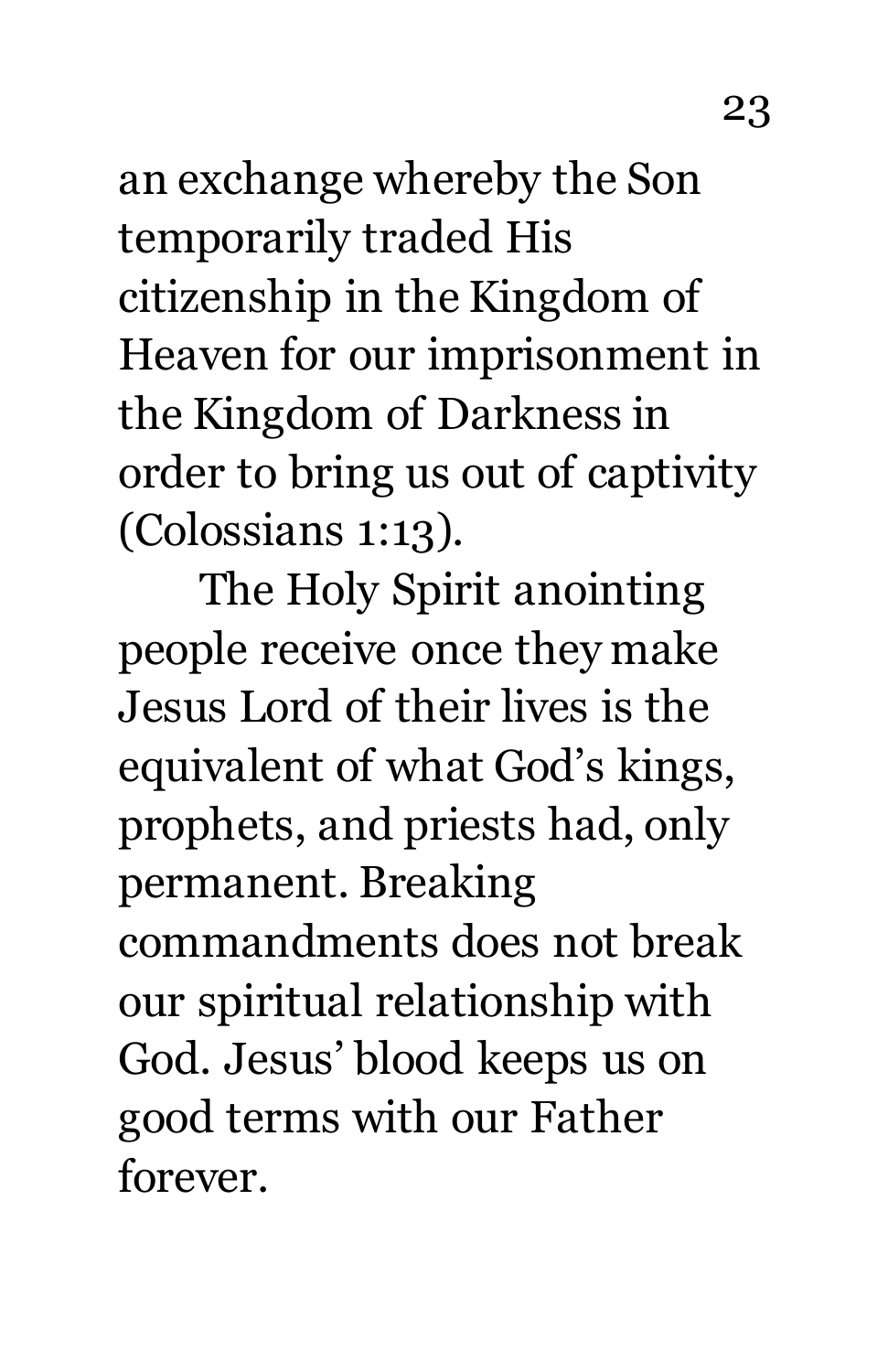an exchange whereby the Son temporarily traded His citizenship in the Kingdom of Heaven for our imprisonment in the Kingdom of Darkness in order to bring us out of captivity (Colossians 1:13).

The Holy Spirit anointing people receive once they make Jesus Lord of their lives is the equivalent of what God's kings, prophets, and priests had, only permanent. Breaking commandments does not break our spiritual relationship with God. Jesus' blood keeps us on good terms with our Father forever.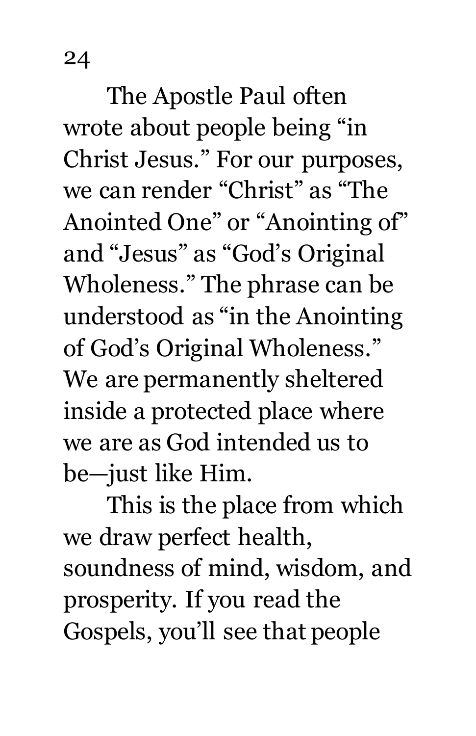The Apostle Paul often wrote about people being "in Christ Jesus." For our purposes, we can render "Christ" as "The Anointed One" or "Anointing of" and "Jesus" as "God's Original Wholeness." The phrase can be understood as "in the Anointing of God's Original Wholeness." We are permanently sheltered inside a protected place where we are as God intended us to be—just like Him.

This is the place from which we draw perfect health, soundness of mind, wisdom, and prosperity. If you read the Gospels, you'll see that people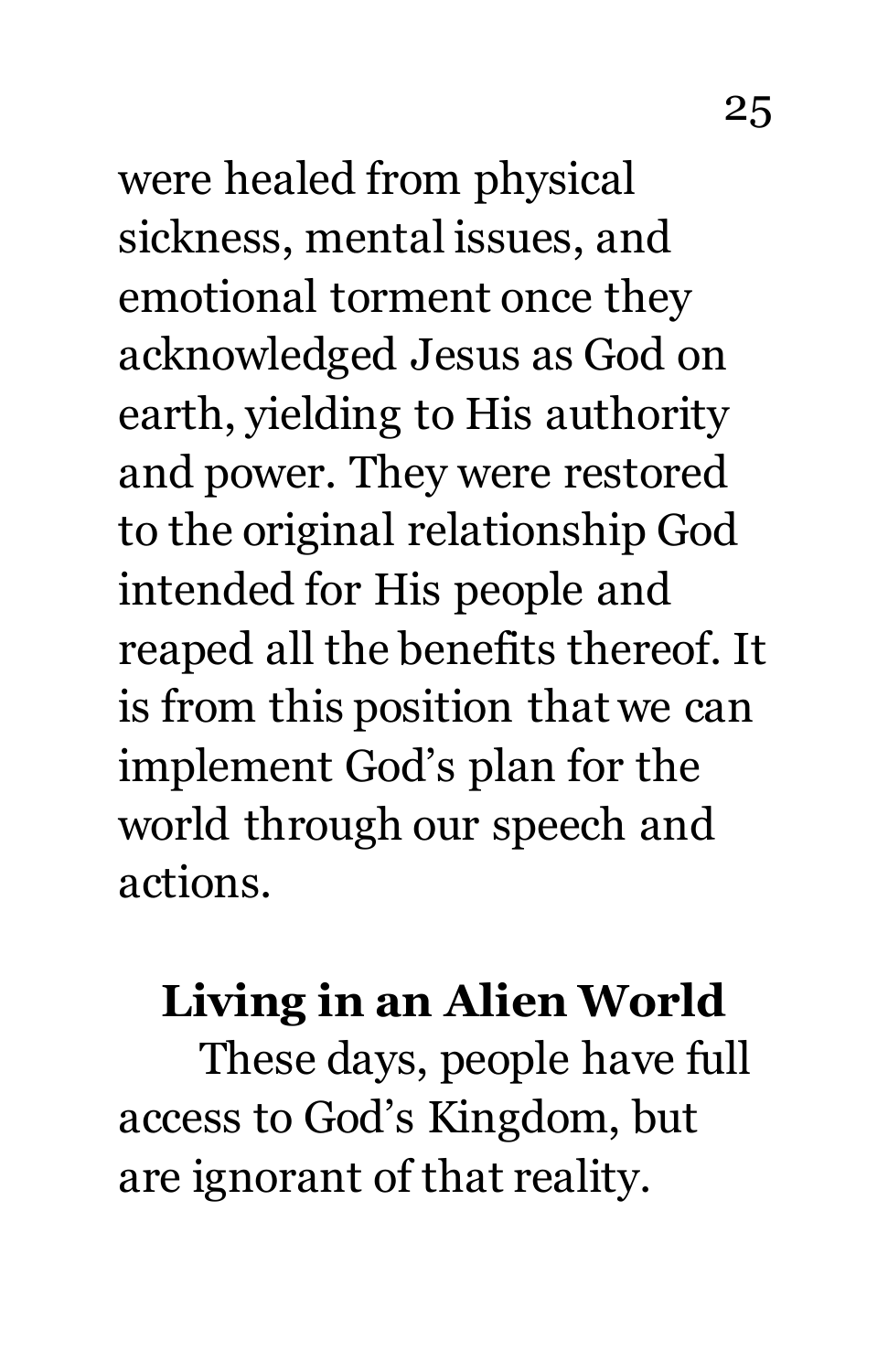were healed from physical sickness, mental issues, and emotional torment once they acknowledged Jesus as God on earth, yielding to His authority and power. They were restored to the original relationship God intended for His people and reaped all the benefits thereof. It is from this position that we can implement God's plan for the world through our speech and actions.

## Living in an Alien World

These days, people have full access to God's Kingdom, but are ignorant of that reality.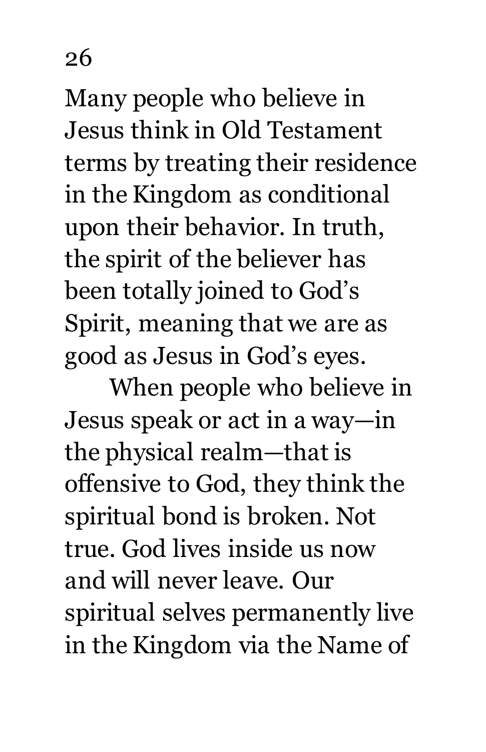Many people who believe in Jesus think in Old Testament terms by treating their residence in the Kingdom as conditional upon their behavior. In truth, the spirit of the believer has been totally joined to God's Spirit, meaning that we are as good as Jesus in God's eyes.

When people who believe in Jesus speak or act in a way—in the physical realm—that is offensive to God, they think the spiritual bond is broken. Not true. God lives inside us now and will never leave. Our spiritual selves permanently live in the Kingdom via the Name of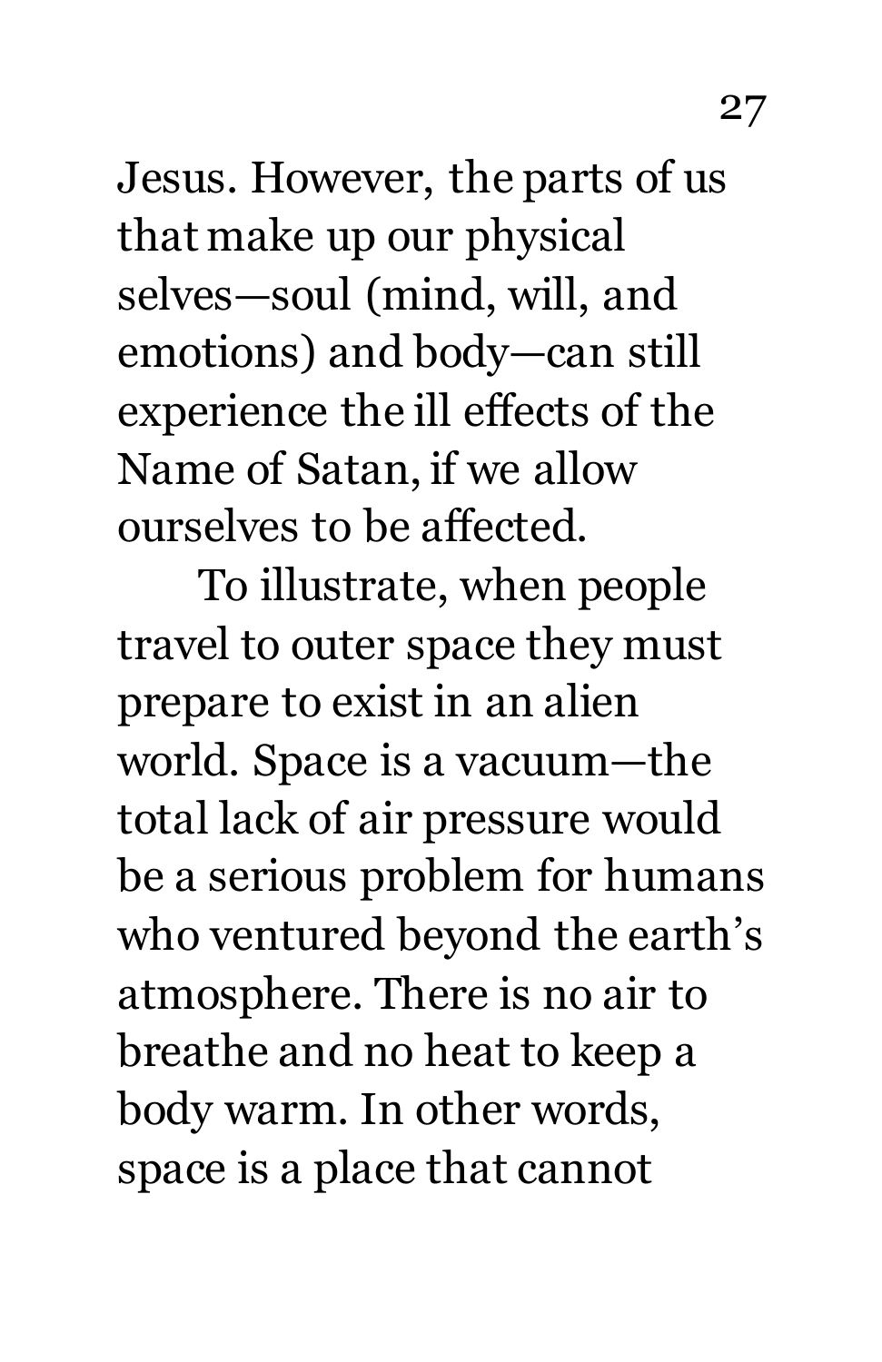Jesus. However, the parts of us that make up our physical selves—soul (mind, will, and emotions) and body—can still experience the ill effects of the Name of Satan, if we allow ourselves to be affected.

To illustrate, when people travel to outer space they must prepare to exist in an alien world. Space is a vacuum—the total lack of air pressure would be a serious problem for humans who ventured beyond the earth's atmosphere. There is no air to breathe and no heat to keep a body warm. In other words, space is a place that cannot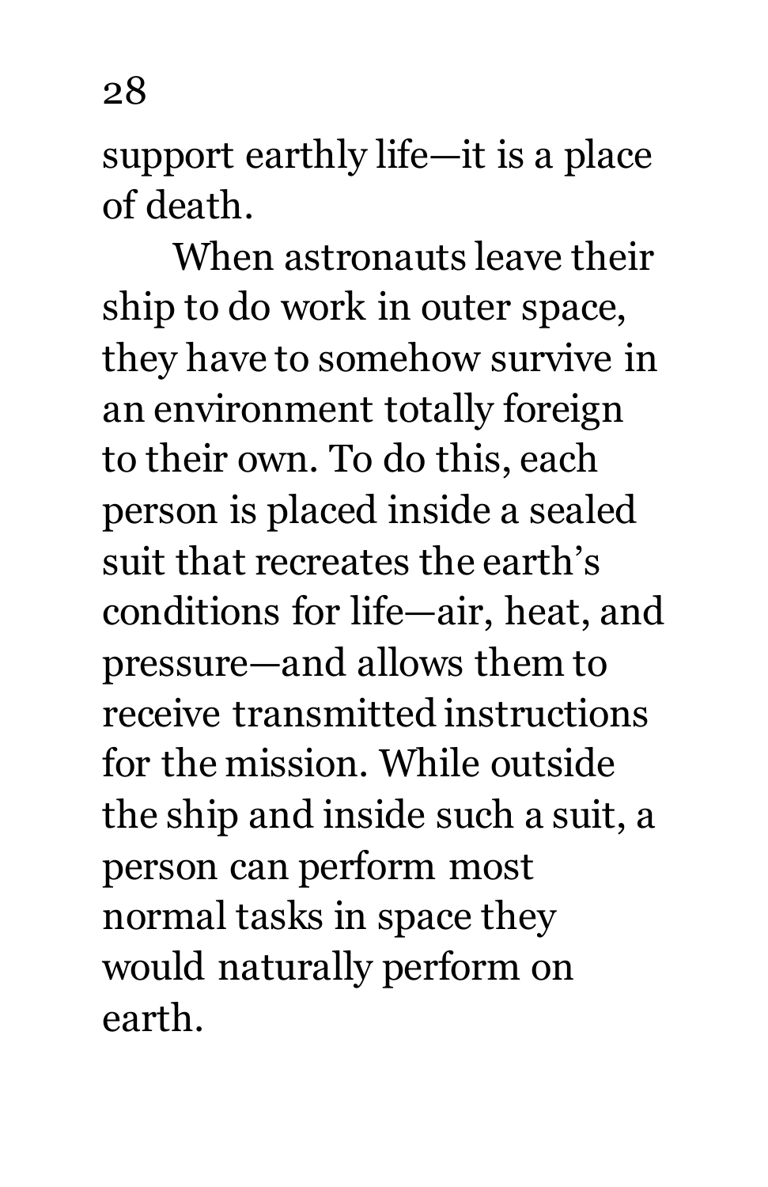support earthly life—it is a place of death.

When astronauts leave their ship to do work in outer space, they have to somehow survive in an environment totally foreign to their own. To do this, each person is placed inside a sealed suit that recreates the earth's conditions for life—air, heat, and pressure—and allows them to receive transmitted instructions for the mission. While outside the ship and inside such a suit, a person can perform most normal tasks in space they would naturally perform on earth.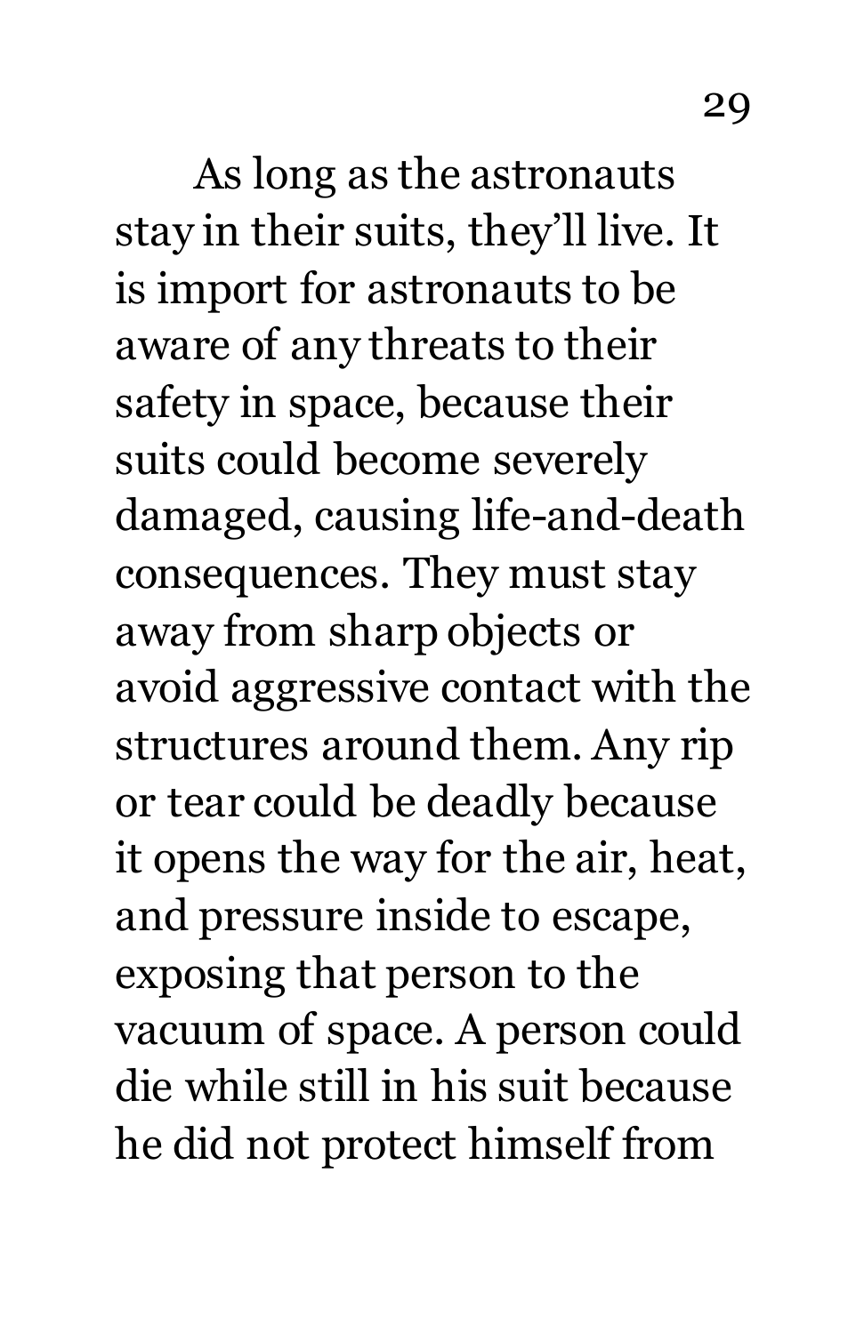As long as the astronauts stay in their suits, they'll live. It is import for astronauts to be aware of any threats to their safety in space, because their suits could become severely damaged, causing life-and-death consequences. They must stay away from sharp objects or avoid aggressive contact with the structures around them. Any rip or tear could be deadly because it opens the way for the air, heat, and pressure inside to escape, exposing that person to the vacuum of space. A person could die while still in his suit because he did not protect himself from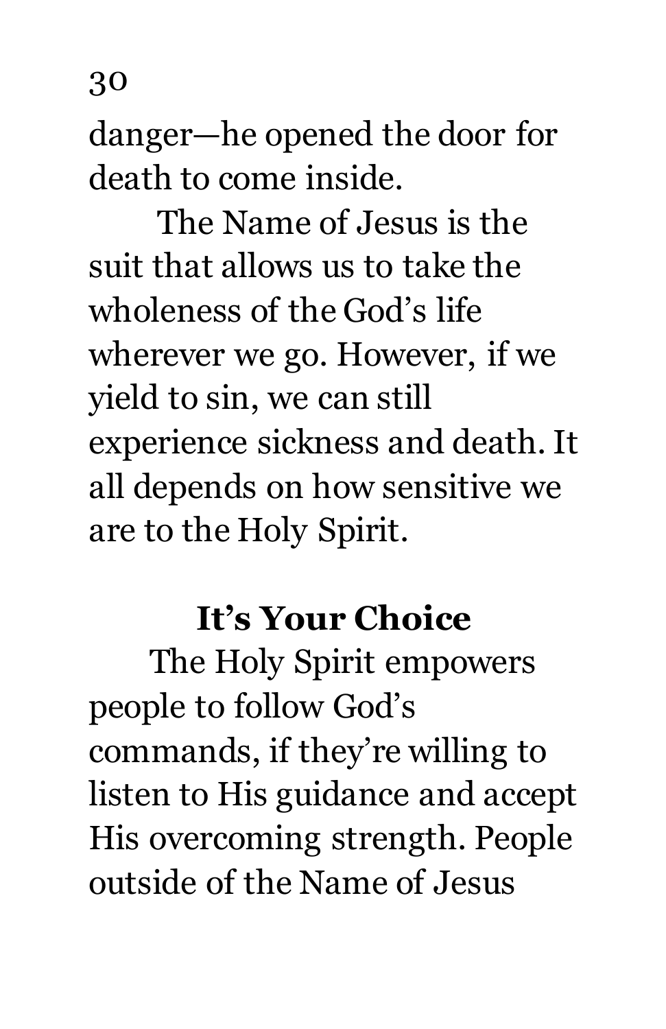danger—he opened the door for death to come inside.

The Name of Jesus is the suit that allows us to take the wholeness of the God's life wherever we go. However, if we yield to sin, we can still experience sickness and death. It all depends on how sensitive we are to the Holy Spirit.

## It's Your Choice

The Holy Spirit empowers people to follow God's commands, if they're willing to listen to His guidance and accept His overcoming strength. People outside of the Name of Jesus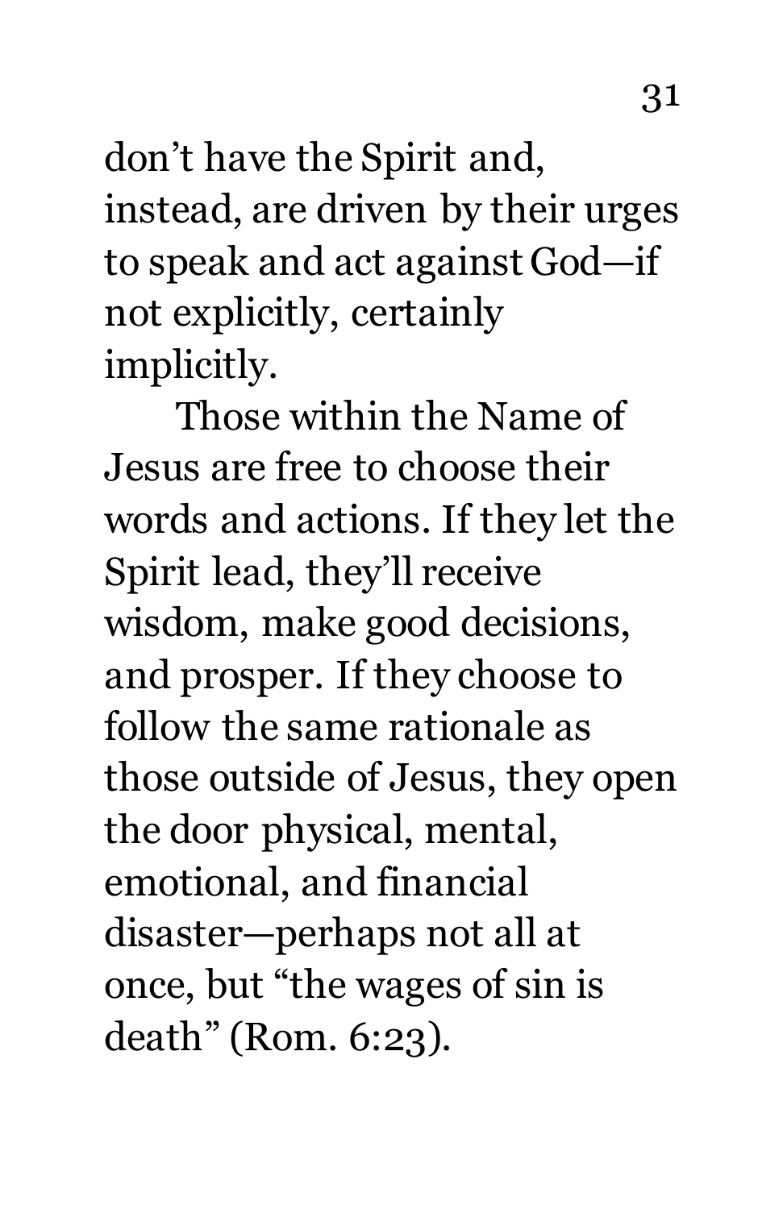don’t have the Spirit and, instead, are driven by their urges to speak and act against God—if not explicitly, certainly implicitly.

Those within the Name of Jesus are free to choose their words and actions. If they let the Spirit lead, they’ll receive wisdom, make good decisions, and prosper. If they choose to follow the same rationale as those outside of Jesus, they open the door physical, mental, emotional, and financial disaster—perhaps not all at once, but “the wages of sin is death” (Rom. 6:23).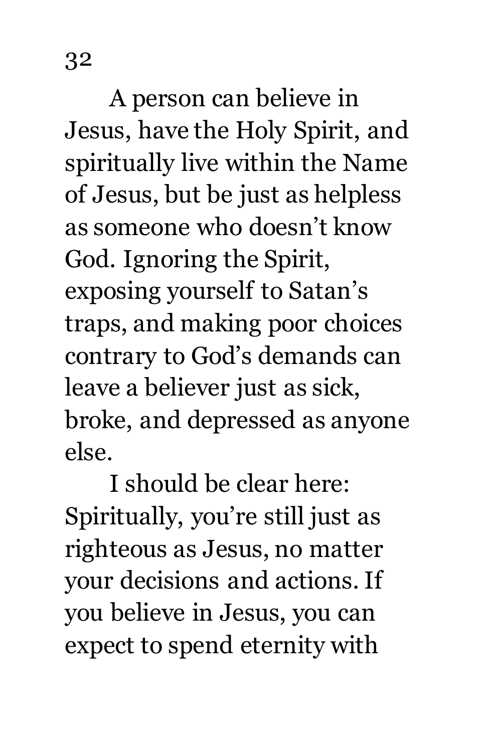A person can believe in Jesus, have the Holy Spirit, and spiritually live within the Name of Jesus, but be just as helpless as someone who doesn't know God. Ignoring the Spirit, exposing yourself to Satan's traps, and making poor choices contrary to God's demands can leave a believer just as sick, broke, and depressed as anyone else.

I should be clear here: Spiritually, you're still just as righteous as Jesus, no matter your decisions and actions. If you believe in Jesus, you can expect to spend eternity with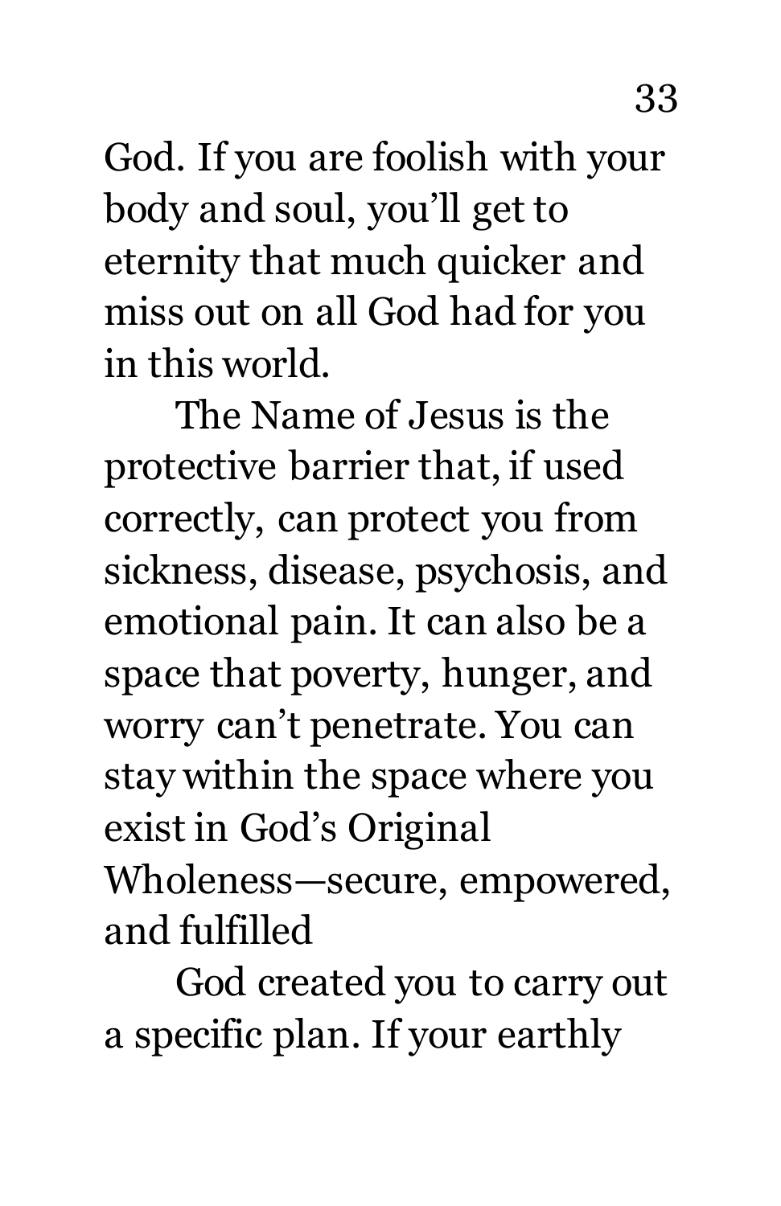God. If you are foolish with your body and soul, you'll get to eternity that much quicker and miss out on all God had for you in this world.

The Name of Jesus is the protective barrier that, if used correctly, can protect you from sickness, disease, psychosis, and emotional pain. It can also be a space that poverty, hunger, and worry can't penetrate. You can stay within the space where you exist in God's Original Wholeness—secure, empowered, and fulfilled

God created you to carry out a specific plan. If your earthly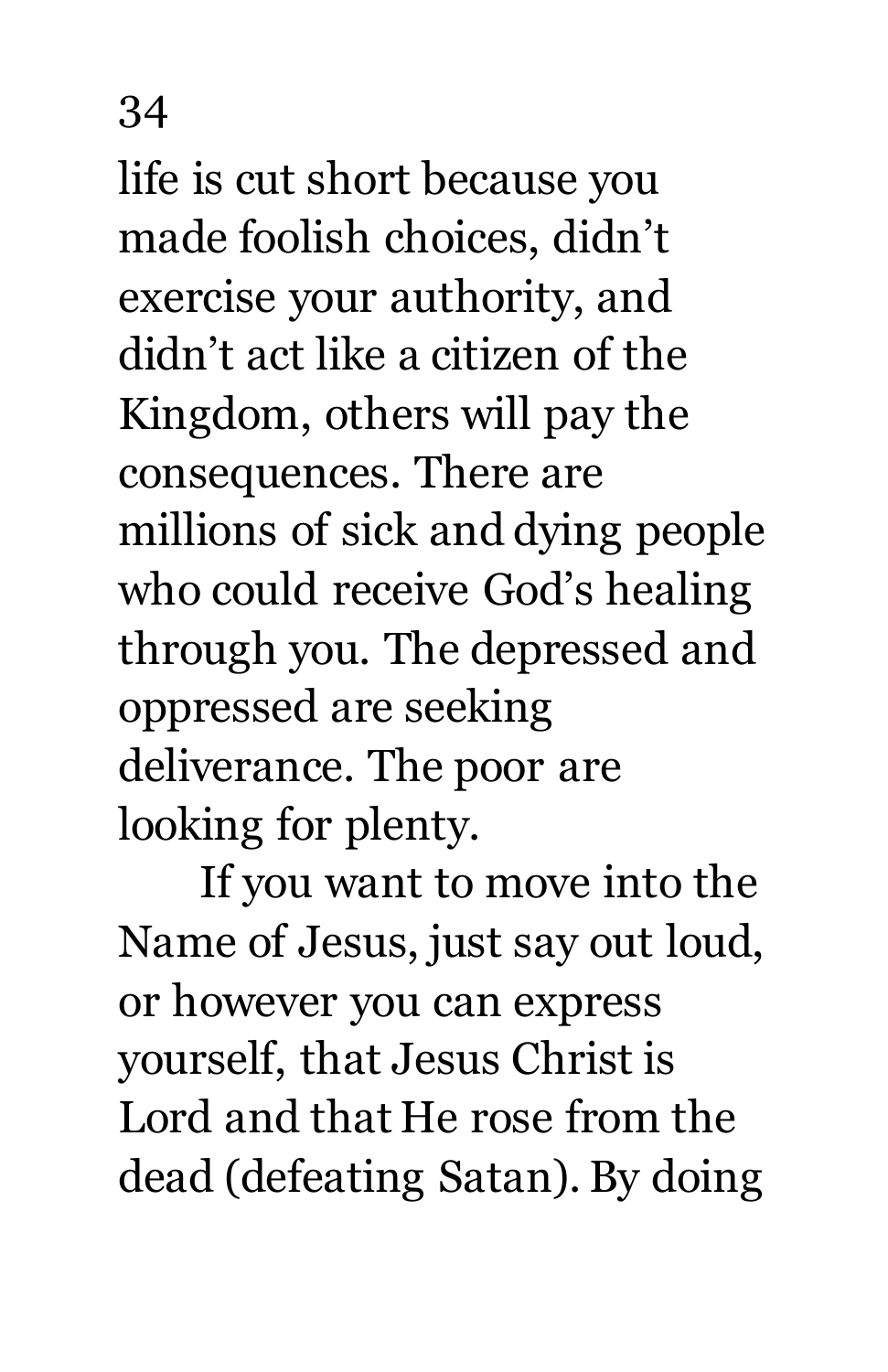life is cut short because you made foolish choices, didn't exercise your authority, and didn't act like a citizen of the Kingdom, others will pay the consequences. There are millions of sick and dying people who could receive God's healing through you. The depressed and oppressed are seeking deliverance. The poor are looking for plenty.

If you want to move into the Name of Jesus, just say out loud, or however you can express yourself, that Jesus Christ is Lord and that He rose from the dead (defeating Satan). By doing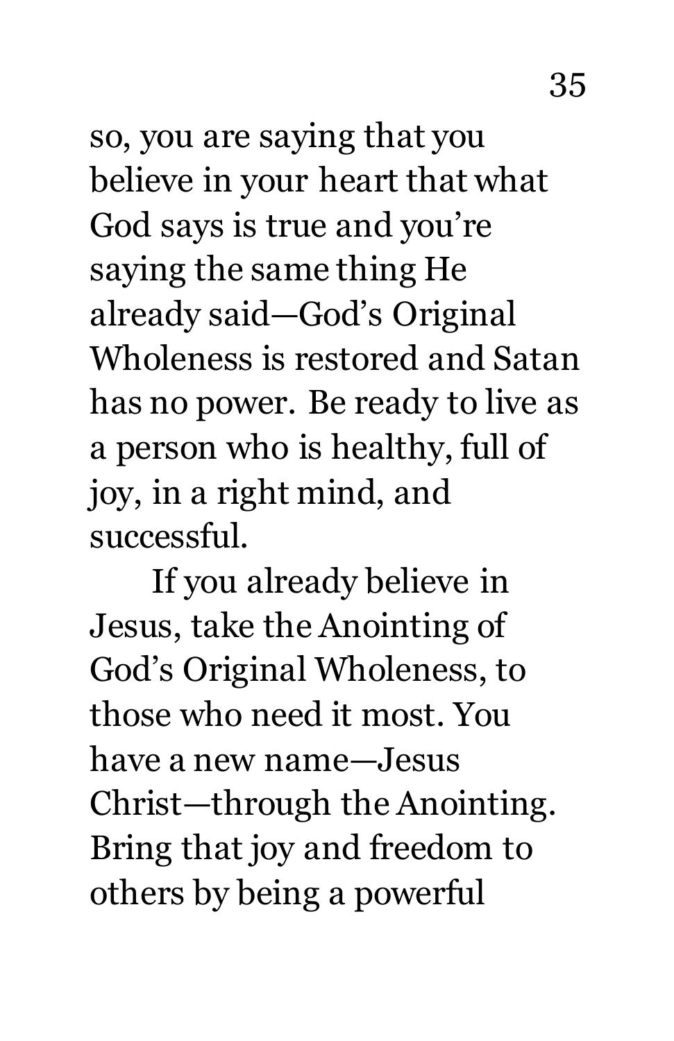so, you are saying that you believe in your heart that what God says is true and you're saying the same thing He already said—God's Original Wholeness is restored and Satan has no power. Be ready to live as a person who is healthy, full of joy, in a right mind, and successful.

If you already believe in Jesus, take the Anointing of God's Original Wholeness, to those who need it most. You have a new name—Jesus Christ—through the Anointing. Bring that joy and freedom to others by being a powerful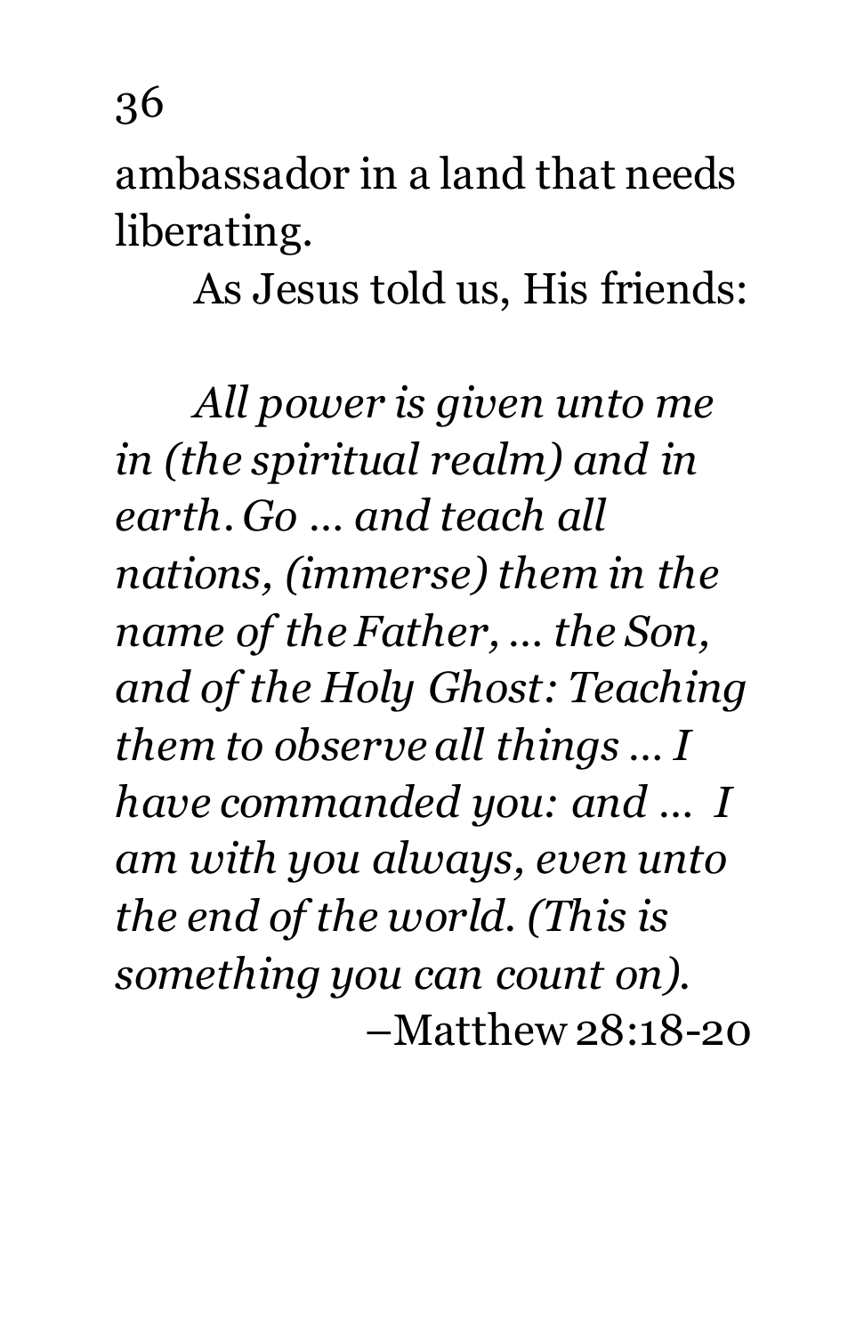ambassador in a land that needs liberating.

As Jesus told us, His friends:

*All power is given unto me in (the spiritual realm) and in earth. Go … and teach all nations, (immerse) them in the name of the Father, … the Son, and of the Holy Ghost: Teaching them to observe all things … I have commanded you: and … I am with you always, even unto the end of the world. (This is something you can count on).*

–Matthew 28:18-20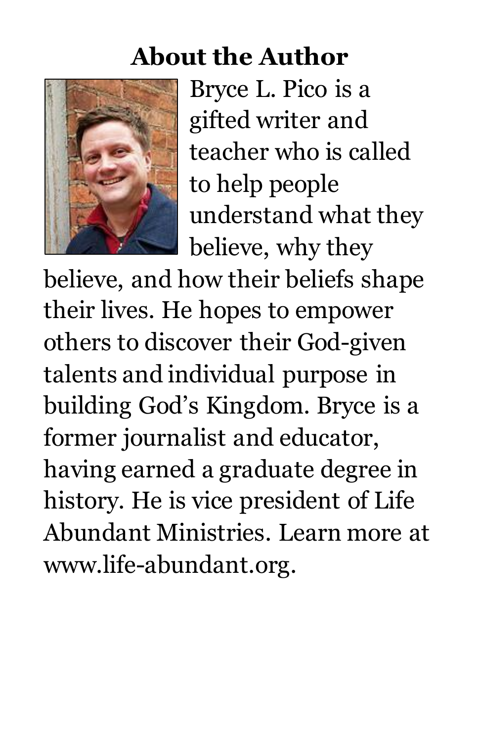## About the Author

Bryce L. Pico is a gifted writer and teacher who is called to help people understand what they believe, why they believe, and how their beliefs shape their lives. He hopes to empower others to discover their God-given talents and individual purpose in building God's Kingdom. Bryce is a former journalist and educator, having earned a graduate degree in history. He is vice president of Life Abundant Ministries. Learn more at www.life-abundant.org.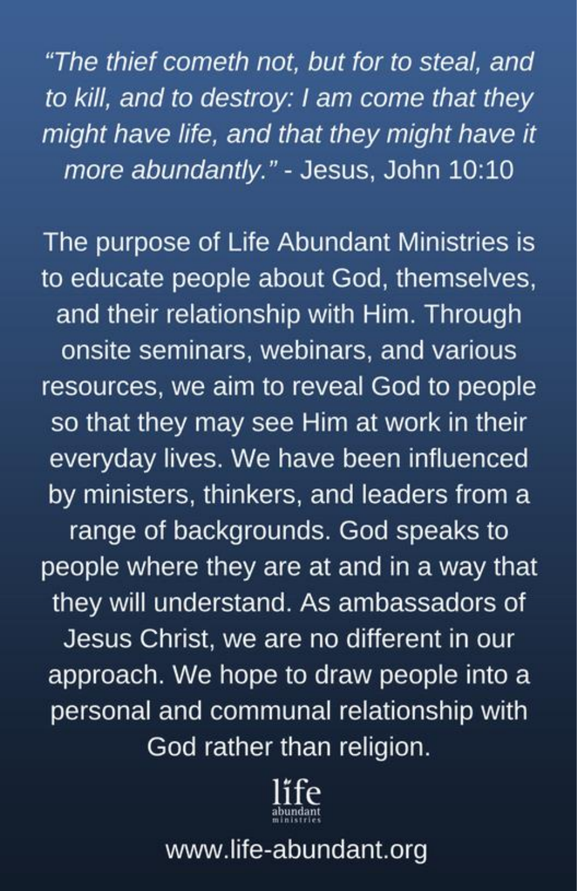*"The thief cometh not, but for to steal, and to kill, and to destroy: I am come that they might have life, and that they might have it more abundantly."* - Jesus, John 10:10

The purpose of Life Abundant Ministries is to educate people about God, themselves, and their relationship with Him. Through onsite seminars, webinars, and various resources, we aim to reveal God to people so that they may see Him at work in their everyday lives. We have been influenced by ministers, thinkers, and leaders from a range of backgrounds. God speaks to people where they are at and in a way that they will understand. As ambassadors of Jesus Christ, we are no different in our approach. We hope to draw people into a personal and communal relationship with God rather than religion.

life
abundant
ministries

www.life-abundant.org